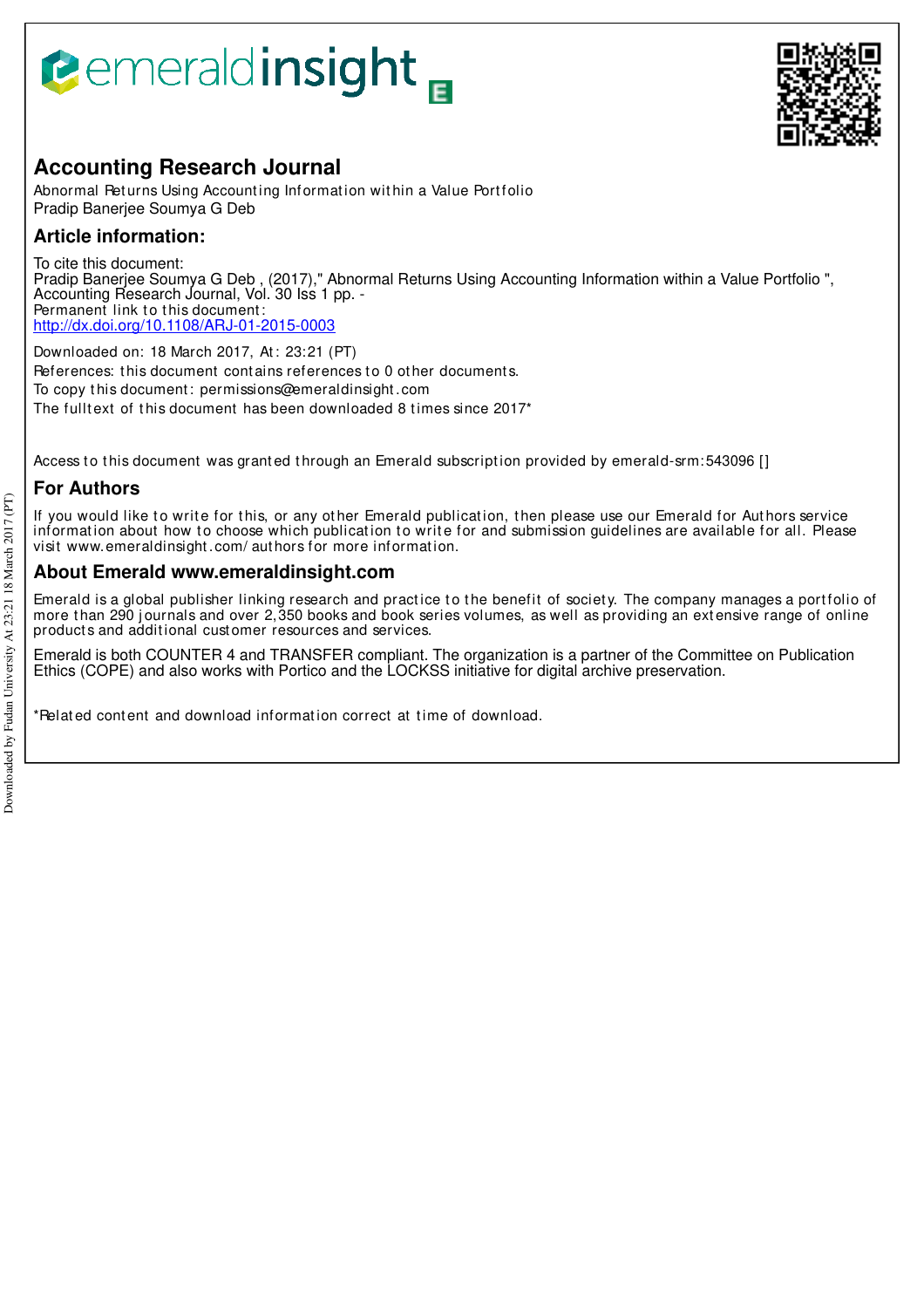# Accounting Research Journal

Abnormal Returns Using Accounting Information within a Value Portfolio
Pradip Banerjee Soumya G Deb

## Article information:

To cite this document:
Pradip Banerjee Soumya G Deb , (2017)," Abnormal Returns Using Accounting Information within a Value Portfolio ", Accounting Research Journal, Vol. 30 Iss 1 pp. -
Permanent link to this document:
http://dx.doi.org/10.1108/ARJ-01-2015-0003

Downloaded on: 18 March 2017, At: 23:21 (PT)
References: this document contains references to 0 other documents.
To copy this document: permissions@emeraldinsight.com
The fulltext of this document has been downloaded 8 times since 2017*

Access to this document was granted through an Emerald subscription provided by emerald-srm:543096 []

## For Authors

If you would like to write for this, or any other Emerald publication, then please use our Emerald for Authors service information about how to choose which publication to write for and submission guidelines are available for all. Please visit www.emeraldinsight.com/authors for more information.

## About Emerald www.emeraldinsight.com

Emerald is a global publisher linking research and practice to the benefit of society. The company manages a portfolio of more than 290 journals and over 2,350 books and book series volumes, as well as providing an extensive range of online products and additional customer resources and services.

Emerald is both COUNTER 4 and TRANSFER compliant. The organization is a partner of the Committee on Publication Ethics (COPE) and also works with Portico and the LOCKSS initiative for digital archive preservation.

*Related content and download information correct at time of download.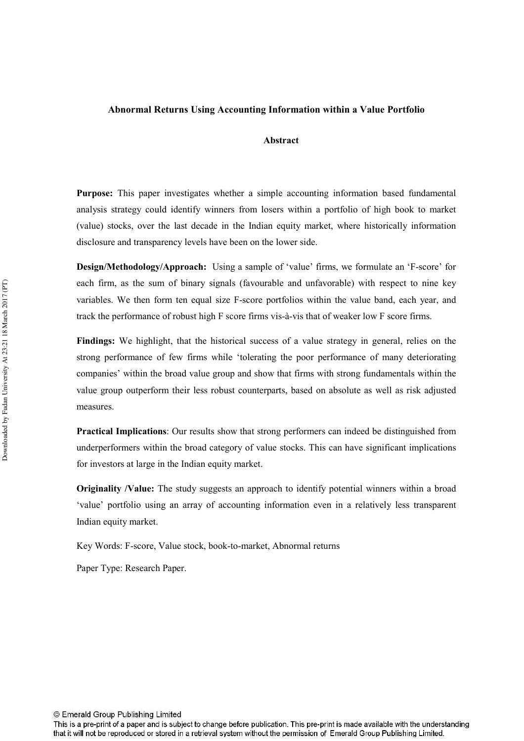## Abnormal Returns Using Accounting Information within a Value Portfolio

### Abstract

**Purpose:** This paper investigates whether a simple accounting information based fundamental analysis strategy could identify winners from losers within a portfolio of high book to market (value) stocks, over the last decade in the Indian equity market, where historically information disclosure and transparency levels have been on the lower side.

**Design/Methodology/Approach:** Using a sample of 'value' firms, we formulate an 'F-score' for each firm, as the sum of binary signals (favourable and unfavorable) with respect to nine key variables. We then form ten equal size F-score portfolios within the value band, each year, and track the performance of robust high F score firms vis-à-vis that of weaker low F score firms.

**Findings:** We highlight, that the historical success of a value strategy in general, relies on the strong performance of few firms while 'tolerating the poor performance of many deteriorating companies' within the broad value group and show that firms with strong fundamentals within the value group outperform their less robust counterparts, based on absolute as well as risk adjusted measures.

**Practical Implications**: Our results show that strong performers can indeed be distinguished from underperformers within the broad category of value stocks. This can have significant implications for investors at large in the Indian equity market.

**Originality /Value:** The study suggests an approach to identify potential winners within a broad 'value' portfolio using an array of accounting information even in a relatively less transparent Indian equity market.

Key Words: F-score, Value stock, book-to-market, Abnormal returns

Paper Type: Research Paper.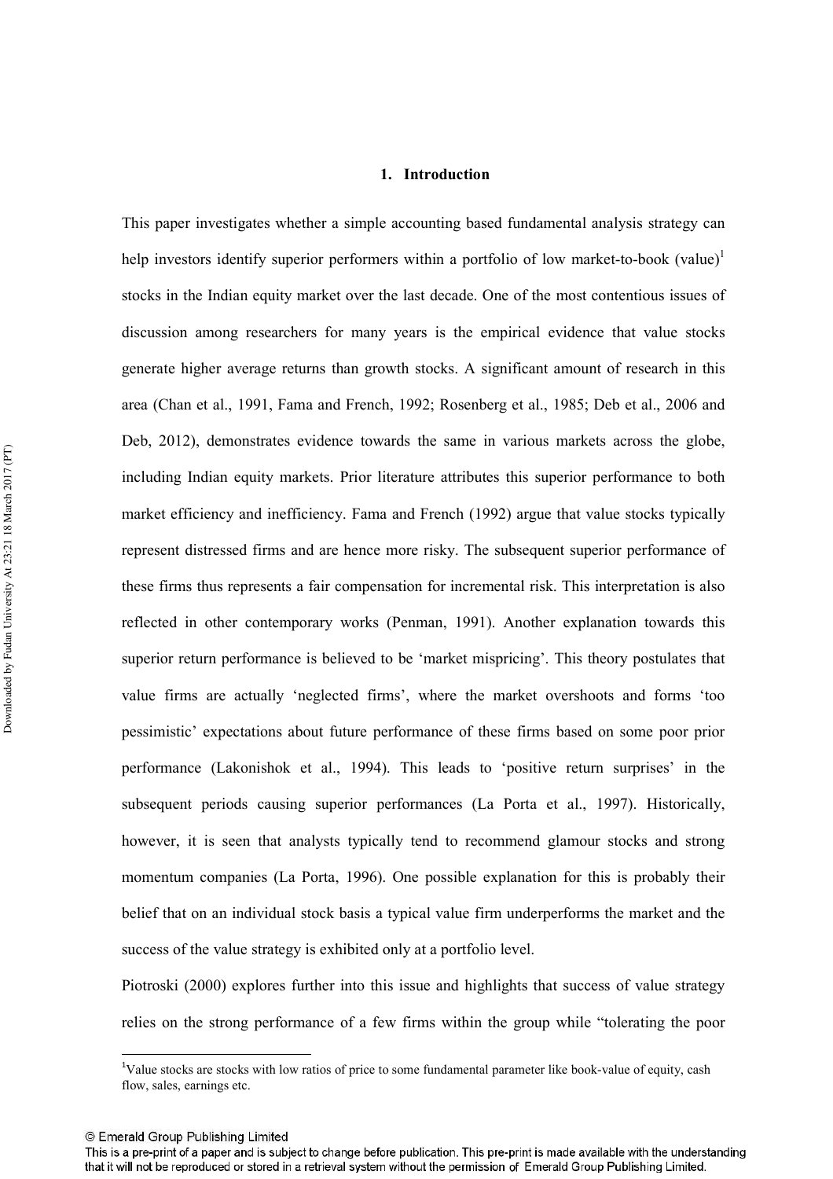# 1. Introduction

This paper investigates whether a simple accounting based fundamental analysis strategy can help investors identify superior performers within a portfolio of low market-to-book (value)[1] stocks in the Indian equity market over the last decade. One of the most contentious issues of discussion among researchers for many years is the empirical evidence that value stocks generate higher average returns than growth stocks. A significant amount of research in this area (Chan et al., 1991, Fama and French, 1992; Rosenberg et al., 1985; Deb et al., 2006 and Deb, 2012), demonstrates evidence towards the same in various markets across the globe, including Indian equity markets. Prior literature attributes this superior performance to both market efficiency and inefficiency. Fama and French (1992) argue that value stocks typically represent distressed firms and are hence more risky. The subsequent superior performance of these firms thus represents a fair compensation for incremental risk. This interpretation is also reflected in other contemporary works (Penman, 1991). Another explanation towards this superior return performance is believed to be 'market mispricing'. This theory postulates that value firms are actually 'neglected firms', where the market overshoots and forms 'too pessimistic' expectations about future performance of these firms based on some poor prior performance (Lakonishok et al., 1994). This leads to 'positive return surprises' in the subsequent periods causing superior performances (La Porta et al., 1997). Historically, however, it is seen that analysts typically tend to recommend glamour stocks and strong momentum companies (La Porta, 1996). One possible explanation for this is probably their belief that on an individual stock basis a typical value firm underperforms the market and the success of the value strategy is exhibited only at a portfolio level.

Piotroski (2000) explores further into this issue and highlights that success of value strategy relies on the strong performance of a few firms within the group while "tolerating the poor

[1] Value stocks are stocks with low ratios of price to some fundamental parameter like book-value of equity, cash flow, sales, earnings etc.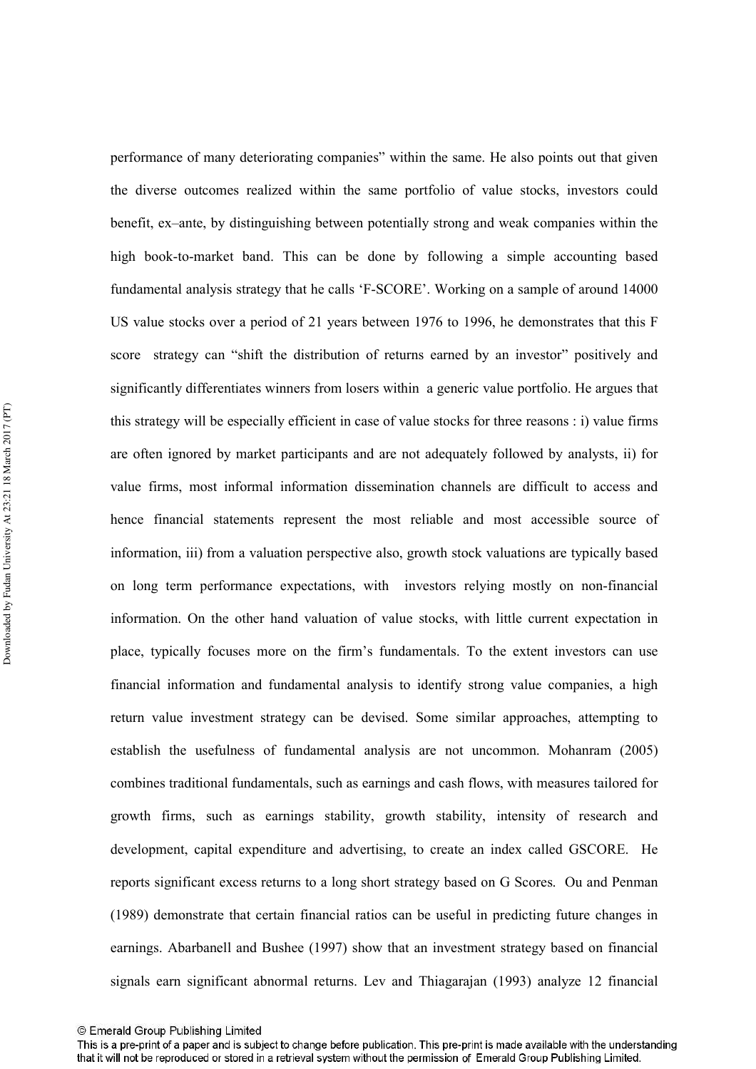performance of many deteriorating companies" within the same. He also points out that given the diverse outcomes realized within the same portfolio of value stocks, investors could benefit, ex–ante, by distinguishing between potentially strong and weak companies within the high book-to-market band. This can be done by following a simple accounting based fundamental analysis strategy that he calls 'F-SCORE'. Working on a sample of around 14000 US value stocks over a period of 21 years between 1976 to 1996, he demonstrates that this F score strategy can "shift the distribution of returns earned by an investor" positively and significantly differentiates winners from losers within a generic value portfolio. He argues that this strategy will be especially efficient in case of value stocks for three reasons : i) value firms are often ignored by market participants and are not adequately followed by analysts, ii) for value firms, most informal information dissemination channels are difficult to access and hence financial statements represent the most reliable and most accessible source of information, iii) from a valuation perspective also, growth stock valuations are typically based on long term performance expectations, with investors relying mostly on non-financial information. On the other hand valuation of value stocks, with little current expectation in place, typically focuses more on the firm's fundamentals. To the extent investors can use financial information and fundamental analysis to identify strong value companies, a high return value investment strategy can be devised. Some similar approaches, attempting to establish the usefulness of fundamental analysis are not uncommon. Mohanram (2005) combines traditional fundamentals, such as earnings and cash flows, with measures tailored for growth firms, such as earnings stability, growth stability, intensity of research and development, capital expenditure and advertising, to create an index called GSCORE. He reports significant excess returns to a long short strategy based on G Scores. Ou and Penman (1989) demonstrate that certain financial ratios can be useful in predicting future changes in earnings. Abarbanell and Bushee (1997) show that an investment strategy based on financial signals earn significant abnormal returns. Lev and Thiagarajan (1993) analyze 12 financial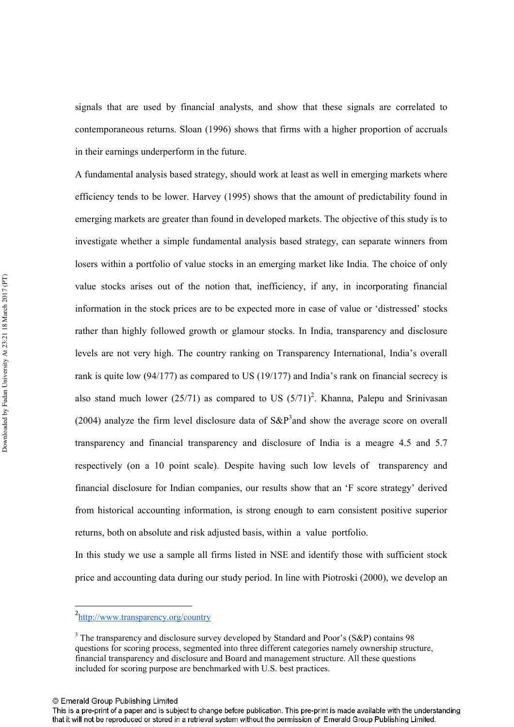signals that are used by financial analysts, and show that these signals are correlated to contemporaneous returns. Sloan (1996) shows that firms with a higher proportion of accruals in their earnings underperform in the future.

A fundamental analysis based strategy, should work at least as well in emerging markets where efficiency tends to be lower. Harvey (1995) shows that the amount of predictability found in emerging markets are greater than found in developed markets. The objective of this study is to investigate whether a simple fundamental analysis based strategy, can separate winners from losers within a portfolio of value stocks in an emerging market like India. The choice of only value stocks arises out of the notion that, inefficiency, if any, in incorporating financial information in the stock prices are to be expected more in case of value or 'distressed' stocks rather than highly followed growth or glamour stocks. In India, transparency and disclosure levels are not very high. The country ranking on Transparency International, India's overall rank is quite low (94/177) as compared to US (19/177) and India's rank on financial secrecy is also stand much lower (25/71) as compared to US (5/71)[2]. Khanna, Palepu and Srinivasan (2004) analyze the firm level disclosure data of S&P[3]and show the average score on overall transparency and financial transparency and disclosure of India is a meagre 4.5 and 5.7 respectively (on a 10 point scale). Despite having such low levels of transparency and financial disclosure for Indian companies, our results show that an 'F score strategy' derived from historical accounting information, is strong enough to earn consistent positive superior returns, both on absolute and risk adjusted basis, within a value portfolio.

In this study we use a sample all firms listed in NSE and identify those with sufficient stock price and accounting data during our study period. In line with Piotroski (2000), we develop an

---

[2] http://www.transparency.org/country

[3] The transparency and disclosure survey developed by Standard and Poor's (S&P) contains 98 questions for scoring process, segmented into three different categories namely ownership structure, financial transparency and disclosure and Board and management structure. All these questions included for scoring purpose are benchmarked with U.S. best practices.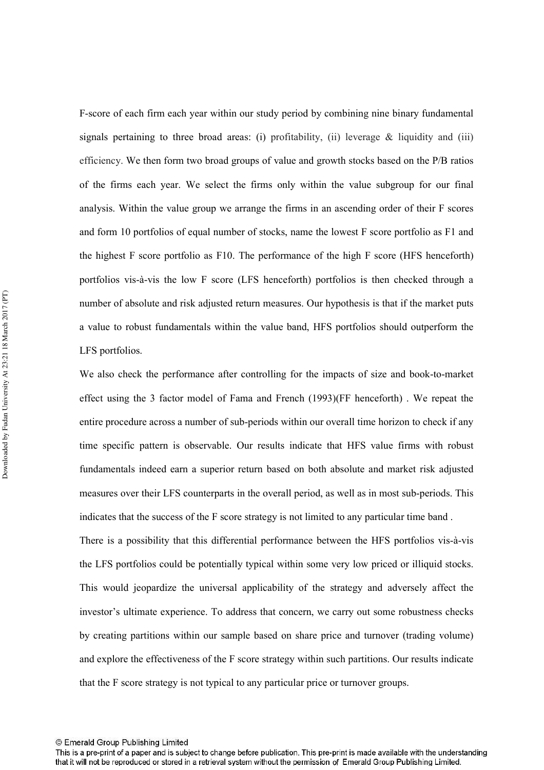F-score of each firm each year within our study period by combining nine binary fundamental signals pertaining to three broad areas: (i) profitability, (ii) leverage & liquidity and (iii) efficiency. We then form two broad groups of value and growth stocks based on the P/B ratios of the firms each year. We select the firms only within the value subgroup for our final analysis. Within the value group we arrange the firms in an ascending order of their F scores and form 10 portfolios of equal number of stocks, name the lowest F score portfolio as F1 and the highest F score portfolio as F10. The performance of the high F score (HFS henceforth) portfolios vis-à-vis the low F score (LFS henceforth) portfolios is then checked through a number of absolute and risk adjusted return measures. Our hypothesis is that if the market puts a value to robust fundamentals within the value band, HFS portfolios should outperform the LFS portfolios.

We also check the performance after controlling for the impacts of size and book-to-market effect using the 3 factor model of Fama and French (1993)(FF henceforth) . We repeat the entire procedure across a number of sub-periods within our overall time horizon to check if any time specific pattern is observable. Our results indicate that HFS value firms with robust fundamentals indeed earn a superior return based on both absolute and market risk adjusted measures over their LFS counterparts in the overall period, as well as in most sub-periods. This indicates that the success of the F score strategy is not limited to any particular time band .

There is a possibility that this differential performance between the HFS portfolios vis-à-vis the LFS portfolios could be potentially typical within some very low priced or illiquid stocks. This would jeopardize the universal applicability of the strategy and adversely affect the investor's ultimate experience. To address that concern, we carry out some robustness checks by creating partitions within our sample based on share price and turnover (trading volume) and explore the effectiveness of the F score strategy within such partitions. Our results indicate that the F score strategy is not typical to any particular price or turnover groups.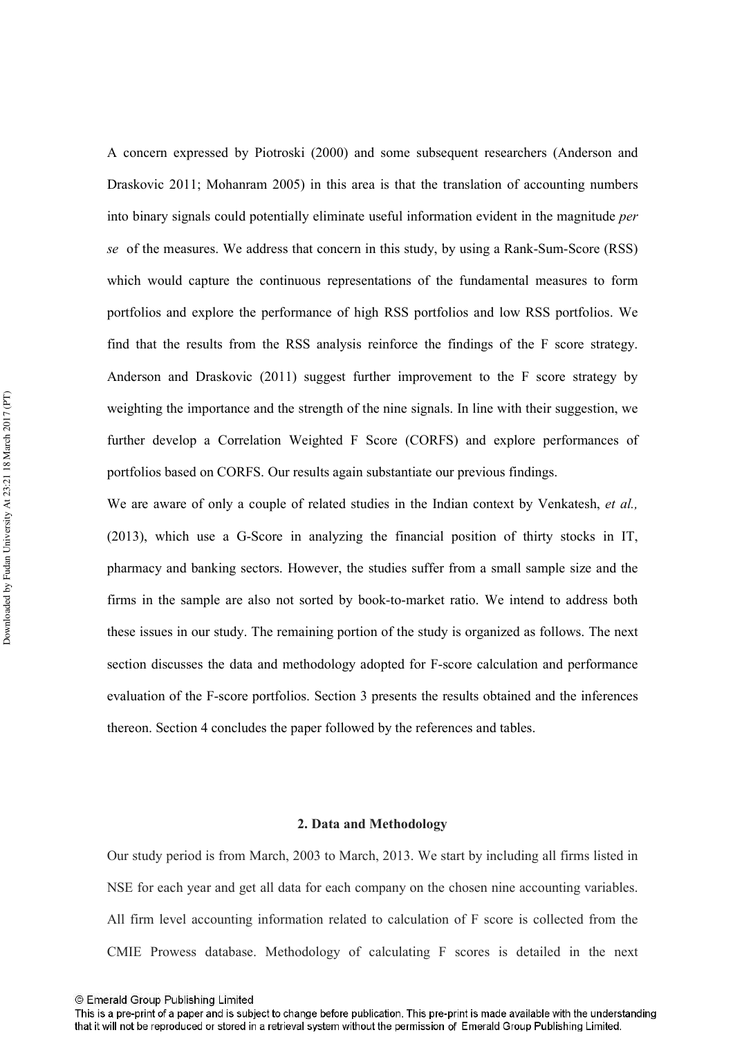A concern expressed by Piotroski (2000) and some subsequent researchers (Anderson and Draskovic 2011; Mohanram 2005) in this area is that the translation of accounting numbers into binary signals could potentially eliminate useful information evident in the magnitude *per se* of the measures. We address that concern in this study, by using a Rank-Sum-Score (RSS) which would capture the continuous representations of the fundamental measures to form portfolios and explore the performance of high RSS portfolios and low RSS portfolios. We find that the results from the RSS analysis reinforce the findings of the F score strategy. Anderson and Draskovic (2011) suggest further improvement to the F score strategy by weighting the importance and the strength of the nine signals. In line with their suggestion, we further develop a Correlation Weighted F Score (CORFS) and explore performances of portfolios based on CORFS. Our results again substantiate our previous findings.

We are aware of only a couple of related studies in the Indian context by Venkatesh, *et al.,* (2013), which use a G-Score in analyzing the financial position of thirty stocks in IT, pharmacy and banking sectors. However, the studies suffer from a small sample size and the firms in the sample are also not sorted by book-to-market ratio. We intend to address both these issues in our study. The remaining portion of the study is organized as follows. The next section discusses the data and methodology adopted for F-score calculation and performance evaluation of the F-score portfolios. Section 3 presents the results obtained and the inferences thereon. Section 4 concludes the paper followed by the references and tables.

## 2. Data and Methodology

Our study period is from March, 2003 to March, 2013. We start by including all firms listed in NSE for each year and get all data for each company on the chosen nine accounting variables. All firm level accounting information related to calculation of F score is collected from the CMIE Prowess database. Methodology of calculating F scores is detailed in the next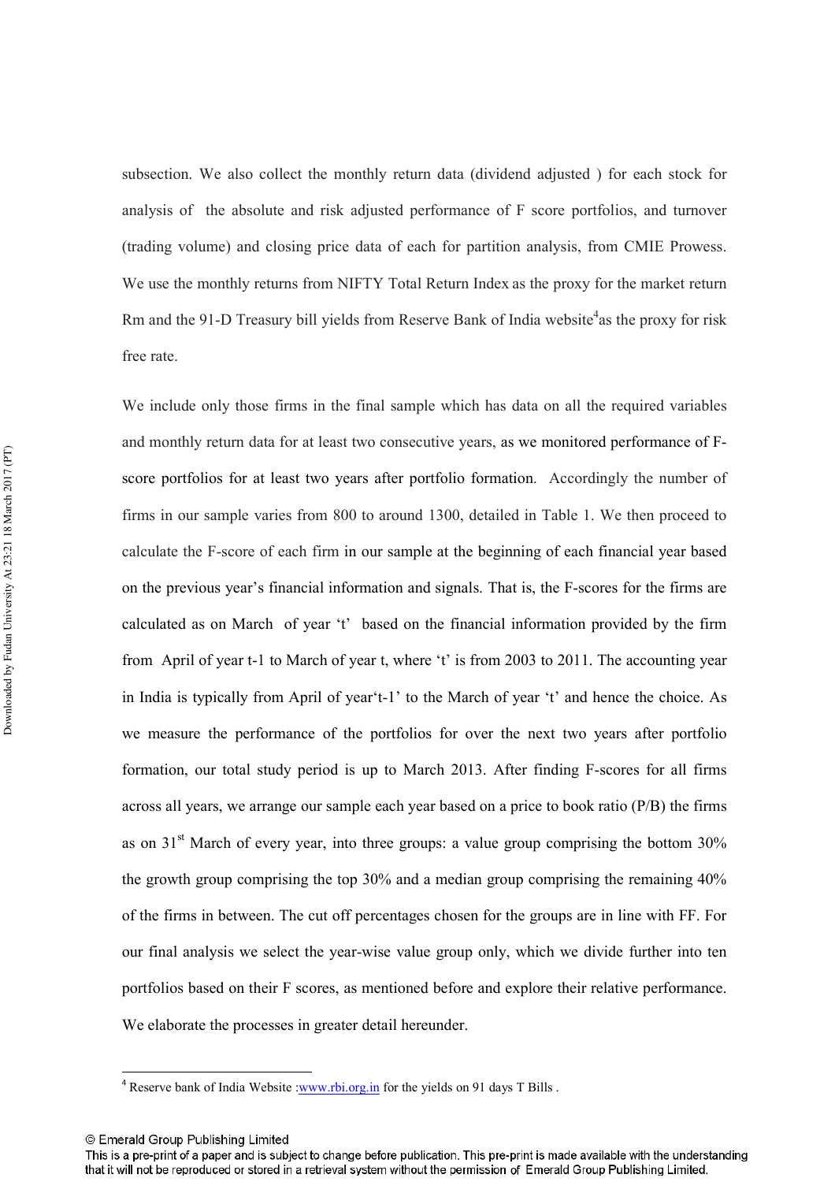subsection. We also collect the monthly return data (dividend adjusted ) for each stock for analysis of the absolute and risk adjusted performance of F score portfolios, and turnover (trading volume) and closing price data of each for partition analysis, from CMIE Prowess. We use the monthly returns from NIFTY Total Return Index as the proxy for the market return Rm and the 91-D Treasury bill yields from Reserve Bank of India website[4] as the proxy for risk free rate.

We include only those firms in the final sample which has data on all the required variables and monthly return data for at least two consecutive years, as we monitored performance of F-score portfolios for at least two years after portfolio formation. Accordingly the number of firms in our sample varies from 800 to around 1300, detailed in Table 1. We then proceed to calculate the F-score of each firm in our sample at the beginning of each financial year based on the previous year's financial information and signals. That is, the F-scores for the firms are calculated as on March of year 't' based on the financial information provided by the firm from April of year t-1 to March of year t, where 't' is from 2003 to 2011. The accounting year in India is typically from April of year't-1' to the March of year 't' and hence the choice. As we measure the performance of the portfolios for over the next two years after portfolio formation, our total study period is up to March 2013. After finding F-scores for all firms across all years, we arrange our sample each year based on a price to book ratio (P/B) the firms as on 31st March of every year, into three groups: a value group comprising the bottom 30% the growth group comprising the top 30% and a median group comprising the remaining 40% of the firms in between. The cut off percentages chosen for the groups are in line with FF. For our final analysis we select the year-wise value group only, which we divide further into ten portfolios based on their F scores, as mentioned before and explore their relative performance. We elaborate the processes in greater detail hereunder.

[4] Reserve bank of India Website :www.rbi.org.in for the yields on 91 days T Bills .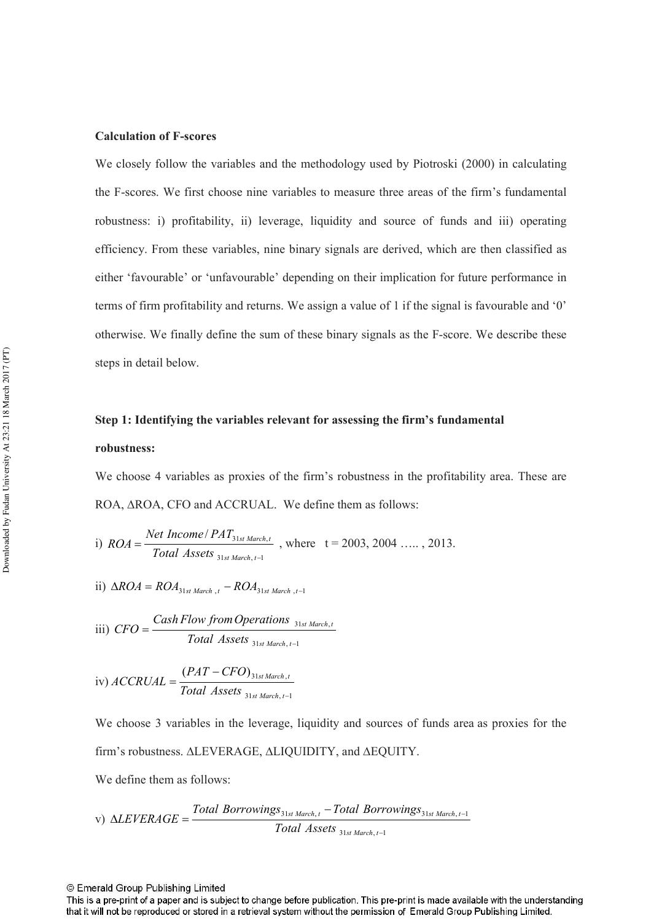**Calculation of F-scores**

We closely follow the variables and the methodology used by Piotroski (2000) in calculating the F-scores. We first choose nine variables to measure three areas of the firm's fundamental robustness: i) profitability, ii) leverage, liquidity and source of funds and iii) operating efficiency. From these variables, nine binary signals are derived, which are then classified as either 'favourable' or 'unfavourable' depending on their implication for future performance in terms of firm profitability and returns. We assign a value of 1 if the signal is favourable and '0' otherwise. We finally define the sum of these binary signals as the F-score. We describe these steps in detail below.

**Step 1: Identifying the variables relevant for assessing the firm's fundamental robustness:**

We choose 4 variables as proxies of the firm's robustness in the profitability area. These are ROA, ΔROA, CFO and ACCRUAL. We define them as follows:

i) $ROA = \frac{Net\ Income / PAT_{31st\ March,t}}{Total\ Assets_{31st\ March,t-1}}$ , where t = 2003, 2004 ….. , 2013.

ii) $\Delta ROA = ROA_{31st\ March\ ,t} - ROA_{31st\ March\ ,t-1}$

iii) $CFO = \frac{Cash\ Flow\ from\ Operations_{\ 31st\ March,t}}{Total\ Assets_{\ 31st\ March,\ t-1}}$

iv) $ACCRUAL = \frac{(PAT - CFO)_{31st\ March,t}}{Total\ Assets_{\ 31st\ March,\ t-1}}$

We choose 3 variables in the leverage, liquidity and sources of funds area as proxies for the firm's robustness. ΔLEVERAGE, ΔLIQUIDITY, and ΔEQUITY.

We define them as follows:

v) $\Delta LEVERAGE = \frac{Total\ Borrowings_{31st\ March,\ t} - Total\ Borrowings_{31st\ March,\ t-1}}{Total\ Assets_{\ 31st\ March,\ t-1}}$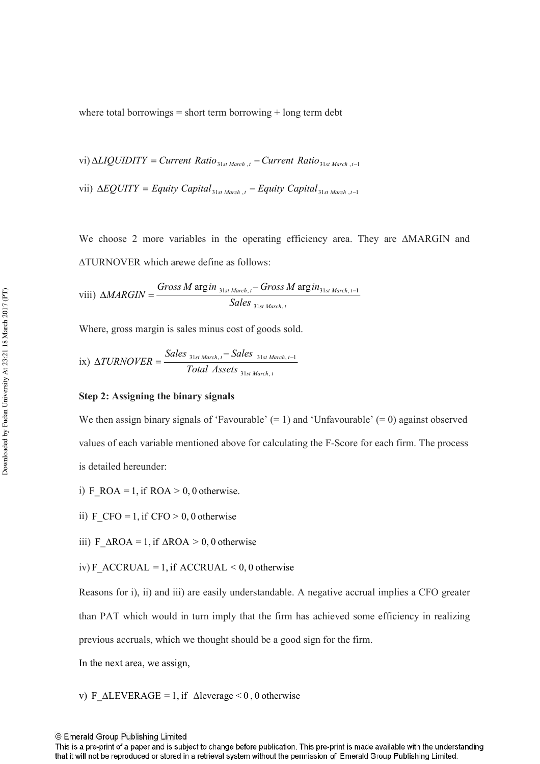where total borrowings = short term borrowing + long term debt

vi) $\Delta LIQUIDITY = Current\ Ratio_{31st\ March,t} - Current\ Ratio_{31st\ March,t-1}$

vii) $\Delta EQUITY = Equity\ Capital_{31st\ March,t} - Equity\ Capital_{31st\ March,t-1}$

We choose 2 more variables in the operating efficiency area. They are ΔMARGIN and ΔTURNOVER which ~~are~~we define as follows:

viii) $\Delta MARGIN = \dfrac{Gross\ Margin_{31st\ March,t} - Gross\ Margin_{31st\ March,t-1}}{Sales_{31st\ March,t}}$

Where, gross margin is sales minus cost of goods sold.

ix) $\Delta TURNOVER = \dfrac{Sales_{31st\ March,t} - Sales_{31st\ March,t-1}}{Total\ Assets_{31st\ March,t}}$

**Step 2: Assigning the binary signals**

We then assign binary signals of 'Favourable' (= 1) and 'Unfavourable' (= 0) against observed values of each variable mentioned above for calculating the F-Score for each firm. The process is detailed hereunder:

i) F_ROA = 1, if ROA > 0, 0 otherwise.

ii) F_CFO = 1, if CFO > 0, 0 otherwise

iii) F_ΔROA = 1, if ΔROA > 0, 0 otherwise

iv) F_ACCRUAL = 1, if ACCRUAL < 0, 0 otherwise

Reasons for i), ii) and iii) are easily understandable. A negative accrual implies a CFO greater than PAT which would in turn imply that the firm has achieved some efficiency in realizing previous accruals, which we thought should be a good sign for the firm.

In the next area, we assign,

v) F_ΔLEVERAGE = 1, if Δleverage < 0 , 0 otherwise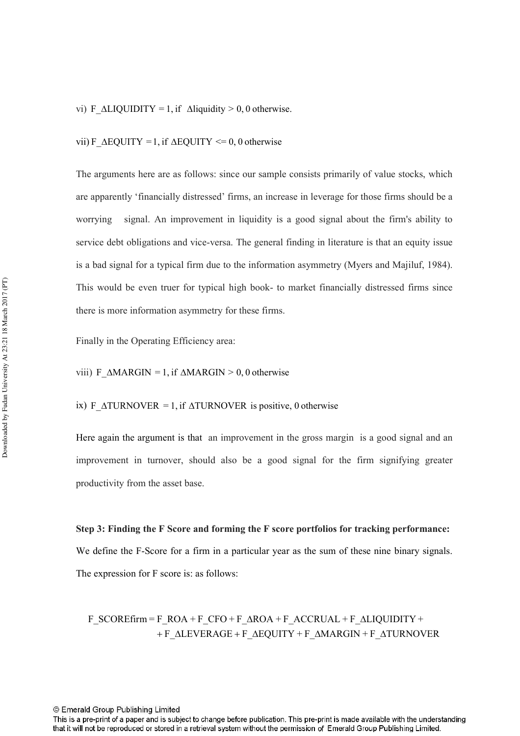vi) F_ΔLIQUIDITY = 1, if Δliquidity > 0, 0 otherwise.

vii) F_ΔEQUITY = 1, if ΔEQUITY <= 0, 0 otherwise

The arguments here are as follows: since our sample consists primarily of value stocks, which are apparently 'financially distressed' firms, an increase in leverage for those firms should be a worrying signal. An improvement in liquidity is a good signal about the firm's ability to service debt obligations and vice-versa. The general finding in literature is that an equity issue is a bad signal for a typical firm due to the information asymmetry (Myers and Majiluf, 1984). This would be even truer for typical high book- to market financially distressed firms since there is more information asymmetry for these firms.

Finally in the Operating Efficiency area:

viii) F_ΔMARGIN = 1, if ΔMARGIN > 0, 0 otherwise

ix) F_ΔTURNOVER = 1, if ΔTURNOVER is positive, 0 otherwise

Here again the argument is that an improvement in the gross margin is a good signal and an improvement in turnover, should also be a good signal for the firm signifying greater productivity from the asset base.

**Step 3: Finding the F Score and forming the F score portfolios for tracking performance:** We define the F-Score for a firm in a particular year as the sum of these nine binary signals. The expression for F score is: as follows:

$$F\_SCORE_{firm} = F\_ROA + F\_CFO + F\_\Delta ROA + F\_ACCRUAL + F\_\Delta LIQUIDITY + F\_\Delta LEVERAGE + F\_\Delta EQUITY + F\_\Delta MARGIN + F\_\Delta TURNOVER$$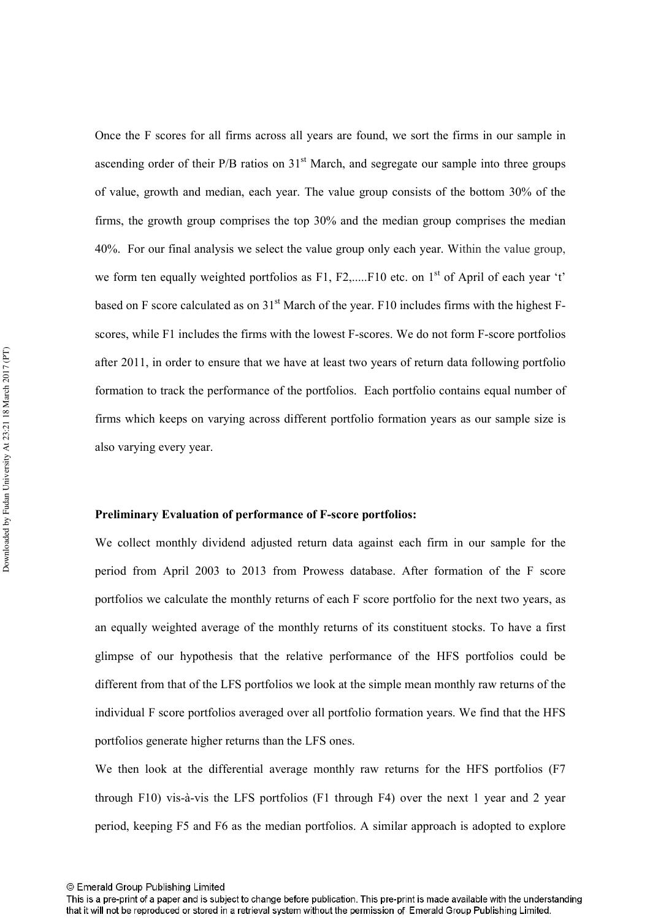Once the F scores for all firms across all years are found, we sort the firms in our sample in ascending order of their P/B ratios on 31st March, and segregate our sample into three groups of value, growth and median, each year. The value group consists of the bottom 30% of the firms, the growth group comprises the top 30% and the median group comprises the median 40%. For our final analysis we select the value group only each year. Within the value group, we form ten equally weighted portfolios as F1, F2,.....F10 etc. on 1st of April of each year 't' based on F score calculated as on 31st March of the year. F10 includes firms with the highest F-scores, while F1 includes the firms with the lowest F-scores. We do not form F-score portfolios after 2011, in order to ensure that we have at least two years of return data following portfolio formation to track the performance of the portfolios. Each portfolio contains equal number of firms which keeps on varying across different portfolio formation years as our sample size is also varying every year.

**Preliminary Evaluation of performance of F-score portfolios:**

We collect monthly dividend adjusted return data against each firm in our sample for the period from April 2003 to 2013 from Prowess database. After formation of the F score portfolios we calculate the monthly returns of each F score portfolio for the next two years, as an equally weighted average of the monthly returns of its constituent stocks. To have a first glimpse of our hypothesis that the relative performance of the HFS portfolios could be different from that of the LFS portfolios we look at the simple mean monthly raw returns of the individual F score portfolios averaged over all portfolio formation years. We find that the HFS portfolios generate higher returns than the LFS ones.

We then look at the differential average monthly raw returns for the HFS portfolios (F7 through F10) vis-à-vis the LFS portfolios (F1 through F4) over the next 1 year and 2 year period, keeping F5 and F6 as the median portfolios. A similar approach is adopted to explore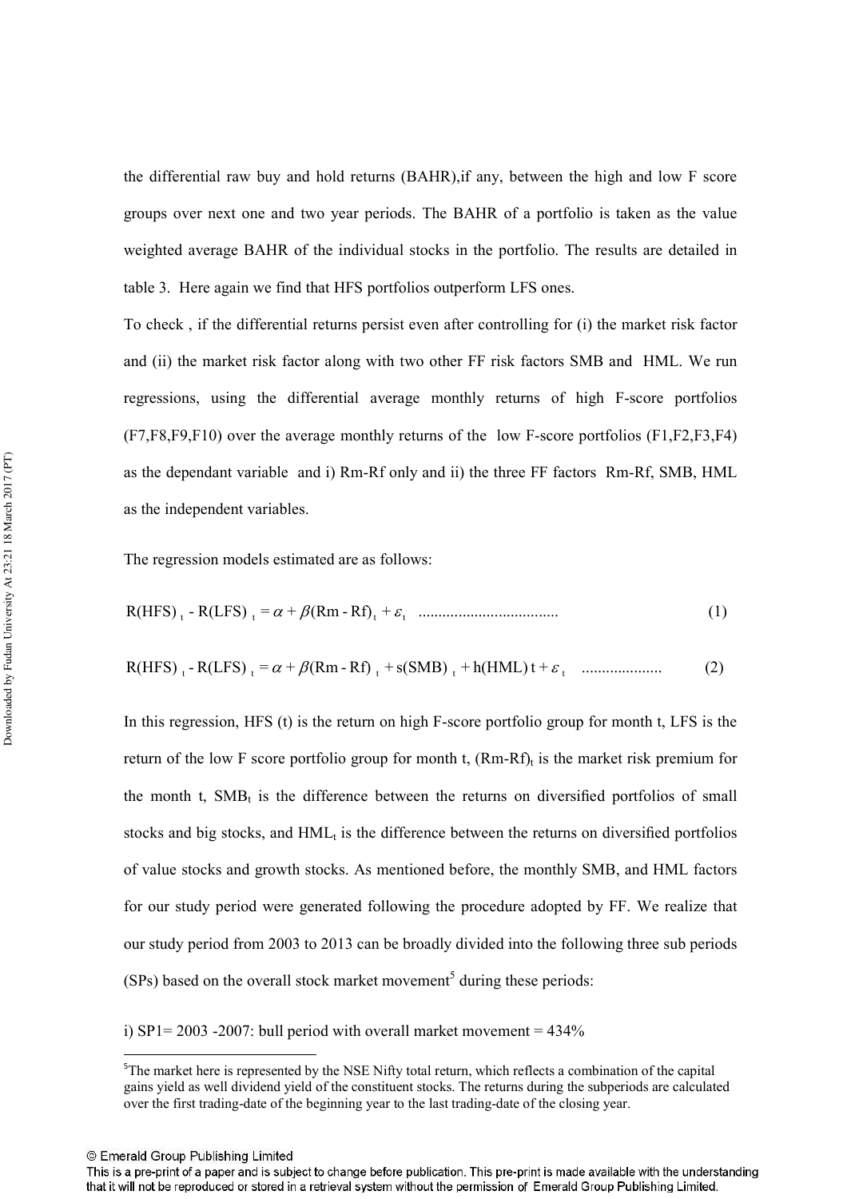the differential raw buy and hold returns (BAHR),if any, between the high and low F score groups over next one and two year periods. The BAHR of a portfolio is taken as the value weighted average BAHR of the individual stocks in the portfolio. The results are detailed in table 3. Here again we find that HFS portfolios outperform LFS ones.

To check , if the differential returns persist even after controlling for (i) the market risk factor and (ii) the market risk factor along with two other FF risk factors SMB and HML. We run regressions, using the differential average monthly returns of high F-score portfolios (F7,F8,F9,F10) over the average monthly returns of the low F-score portfolios (F1,F2,F3,F4) as the dependant variable and i) Rm-Rf only and ii) the three FF factors Rm-Rf, SMB, HML as the independent variables.

The regression models estimated are as follows:

$$R(HFS)_t - R(LFS)_t = \alpha + \beta(Rm - Rf)_t + \varepsilon_t \quad \text{..................................} \quad (1)$$

$$R(HFS)_t - R(LFS)_t = \alpha + \beta(Rm - Rf)_t + s(SMB)_t + h(HML)t + \varepsilon_t \quad \text{....................} \quad (2)$$

In this regression, HFS (t) is the return on high F-score portfolio group for month t, LFS is the return of the low F score portfolio group for month t, $(Rm\text{-}Rf)_t$ is the market risk premium for the month t, $SMB_t$ is the difference between the returns on diversified portfolios of small stocks and big stocks, and $HML_t$ is the difference between the returns on diversified portfolios of value stocks and growth stocks. As mentioned before, the monthly SMB, and HML factors for our study period were generated following the procedure adopted by FF. We realize that our study period from 2003 to 2013 can be broadly divided into the following three sub periods (SPs) based on the overall stock market movement[5] during these periods:

i) SP1= 2003 -2007: bull period with overall market movement = 434%

[5]The market here is represented by the NSE Nifty total return, which reflects a combination of the capital gains yield as well dividend yield of the constituent stocks. The returns during the subperiods are calculated over the first trading-date of the beginning year to the last trading-date of the closing year.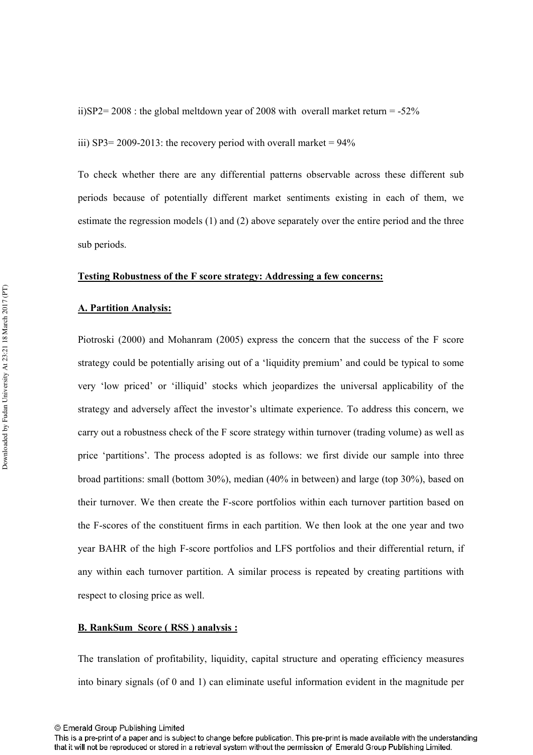ii)SP2= 2008 : the global meltdown year of 2008 with overall market return = -52%

iii) SP3= 2009-2013: the recovery period with overall market = 94%

To check whether there are any differential patterns observable across these different sub periods because of potentially different market sentiments existing in each of them, we estimate the regression models (1) and (2) above separately over the entire period and the three sub periods.

**Testing Robustness of the F score strategy: Addressing a few concerns:**

**A. Partition Analysis:**

Piotroski (2000) and Mohanram (2005) express the concern that the success of the F score strategy could be potentially arising out of a 'liquidity premium' and could be typical to some very 'low priced' or 'illiquid' stocks which jeopardizes the universal applicability of the strategy and adversely affect the investor's ultimate experience. To address this concern, we carry out a robustness check of the F score strategy within turnover (trading volume) as well as price 'partitions'. The process adopted is as follows: we first divide our sample into three broad partitions: small (bottom 30%), median (40% in between) and large (top 30%), based on their turnover. We then create the F-score portfolios within each turnover partition based on the F-scores of the constituent firms in each partition. We then look at the one year and two year BAHR of the high F-score portfolios and LFS portfolios and their differential return, if any within each turnover partition. A similar process is repeated by creating partitions with respect to closing price as well.

**B. RankSum Score ( RSS ) analysis :**

The translation of profitability, liquidity, capital structure and operating efficiency measures into binary signals (of 0 and 1) can eliminate useful information evident in the magnitude per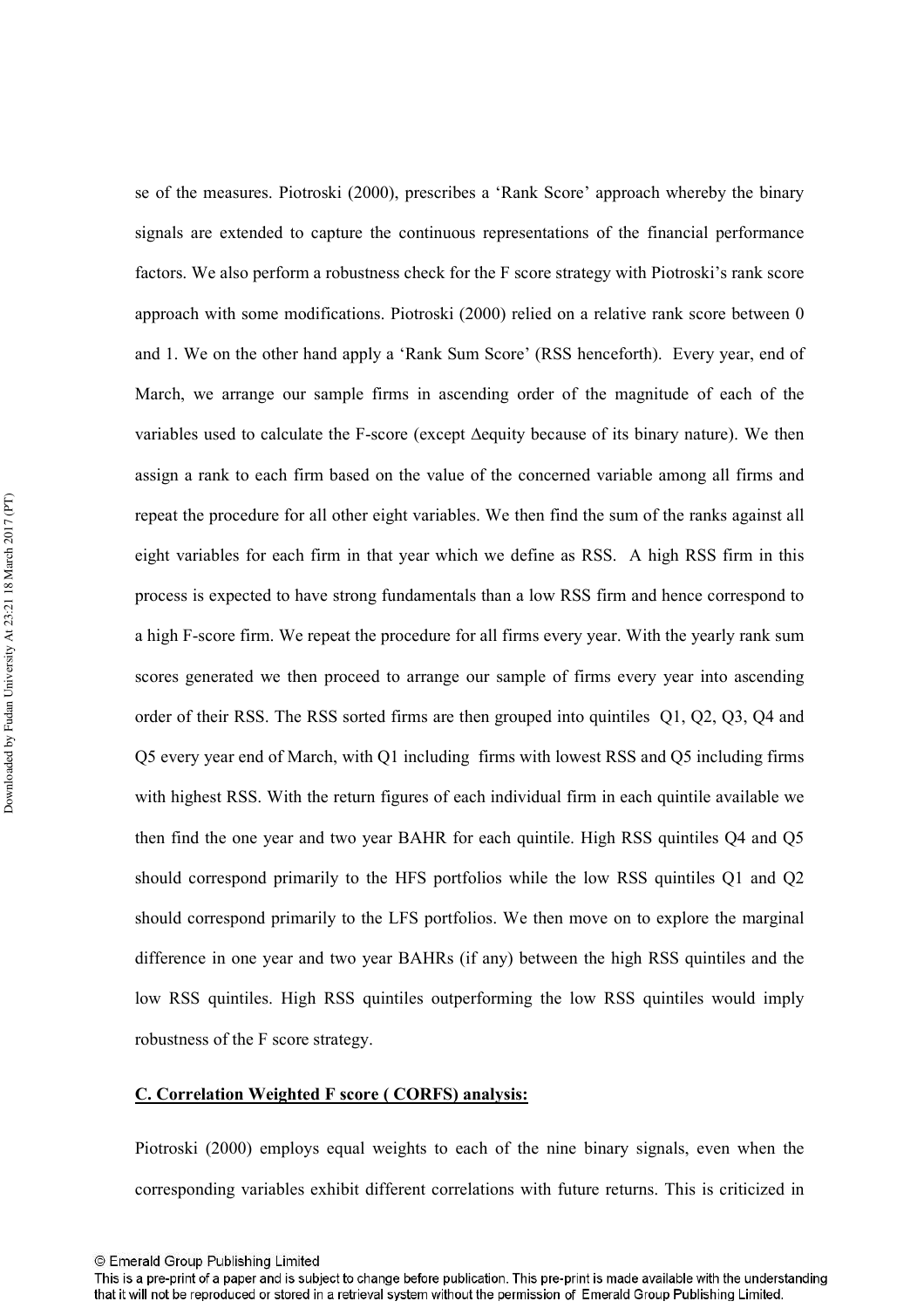se of the measures. Piotroski (2000), prescribes a 'Rank Score' approach whereby the binary signals are extended to capture the continuous representations of the financial performance factors. We also perform a robustness check for the F score strategy with Piotroski's rank score approach with some modifications. Piotroski (2000) relied on a relative rank score between 0 and 1. We on the other hand apply a 'Rank Sum Score' (RSS henceforth). Every year, end of March, we arrange our sample firms in ascending order of the magnitude of each of the variables used to calculate the F-score (except Δequity because of its binary nature). We then assign a rank to each firm based on the value of the concerned variable among all firms and repeat the procedure for all other eight variables. We then find the sum of the ranks against all eight variables for each firm in that year which we define as RSS. A high RSS firm in this process is expected to have strong fundamentals than a low RSS firm and hence correspond to a high F-score firm. We repeat the procedure for all firms every year. With the yearly rank sum scores generated we then proceed to arrange our sample of firms every year into ascending order of their RSS. The RSS sorted firms are then grouped into quintiles Q1, Q2, Q3, Q4 and Q5 every year end of March, with Q1 including firms with lowest RSS and Q5 including firms with highest RSS. With the return figures of each individual firm in each quintile available we then find the one year and two year BAHR for each quintile. High RSS quintiles Q4 and Q5 should correspond primarily to the HFS portfolios while the low RSS quintiles Q1 and Q2 should correspond primarily to the LFS portfolios. We then move on to explore the marginal difference in one year and two year BAHRs (if any) between the high RSS quintiles and the low RSS quintiles. High RSS quintiles outperforming the low RSS quintiles would imply robustness of the F score strategy.

### C. Correlation Weighted F score ( CORFS) analysis:

Piotroski (2000) employs equal weights to each of the nine binary signals, even when the corresponding variables exhibit different correlations with future returns. This is criticized in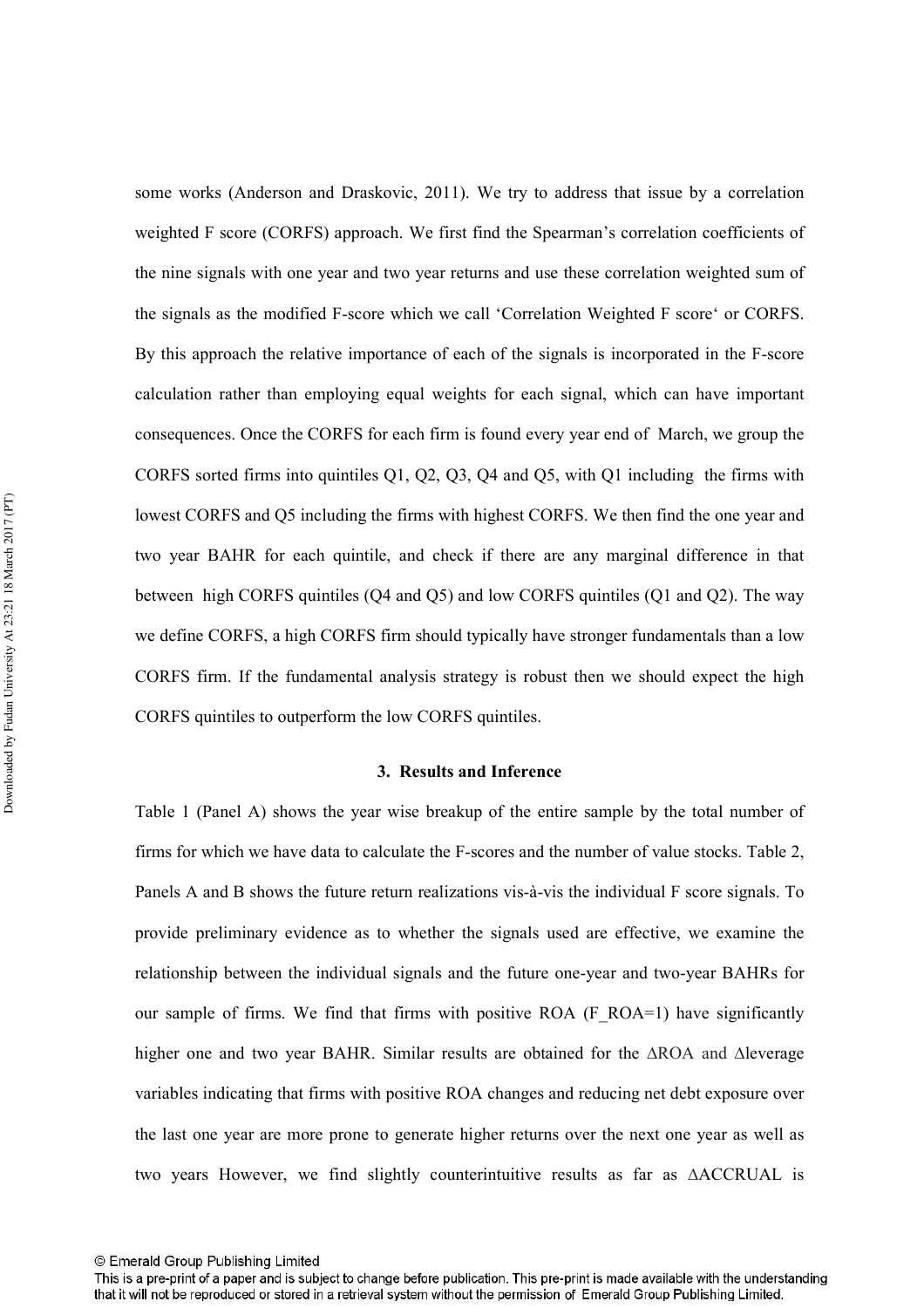some works (Anderson and Draskovic, 2011). We try to address that issue by a correlation weighted F score (CORFS) approach. We first find the Spearman's correlation coefficients of the nine signals with one year and two year returns and use these correlation weighted sum of the signals as the modified F-score which we call 'Correlation Weighted F score' or CORFS. By this approach the relative importance of each of the signals is incorporated in the F-score calculation rather than employing equal weights for each signal, which can have important consequences. Once the CORFS for each firm is found every year end of March, we group the CORFS sorted firms into quintiles Q1, Q2, Q3, Q4 and Q5, with Q1 including the firms with lowest CORFS and Q5 including the firms with highest CORFS. We then find the one year and two year BAHR for each quintile, and check if there are any marginal difference in that between high CORFS quintiles (Q4 and Q5) and low CORFS quintiles (Q1 and Q2). The way we define CORFS, a high CORFS firm should typically have stronger fundamentals than a low CORFS firm. If the fundamental analysis strategy is robust then we should expect the high CORFS quintiles to outperform the low CORFS quintiles.

## 3. Results and Inference

Table 1 (Panel A) shows the year wise breakup of the entire sample by the total number of firms for which we have data to calculate the F-scores and the number of value stocks. Table 2, Panels A and B shows the future return realizations vis-à-vis the individual F score signals. To provide preliminary evidence as to whether the signals used are effective, we examine the relationship between the individual signals and the future one-year and two-year BAHRs for our sample of firms. We find that firms with positive ROA (F_ROA=1) have significantly higher one and two year BAHR. Similar results are obtained for the ∆ROA and ∆leverage variables indicating that firms with positive ROA changes and reducing net debt exposure over the last one year are more prone to generate higher returns over the next one year as well as two years However, we find slightly counterintuitive results as far as ∆ACCRUAL is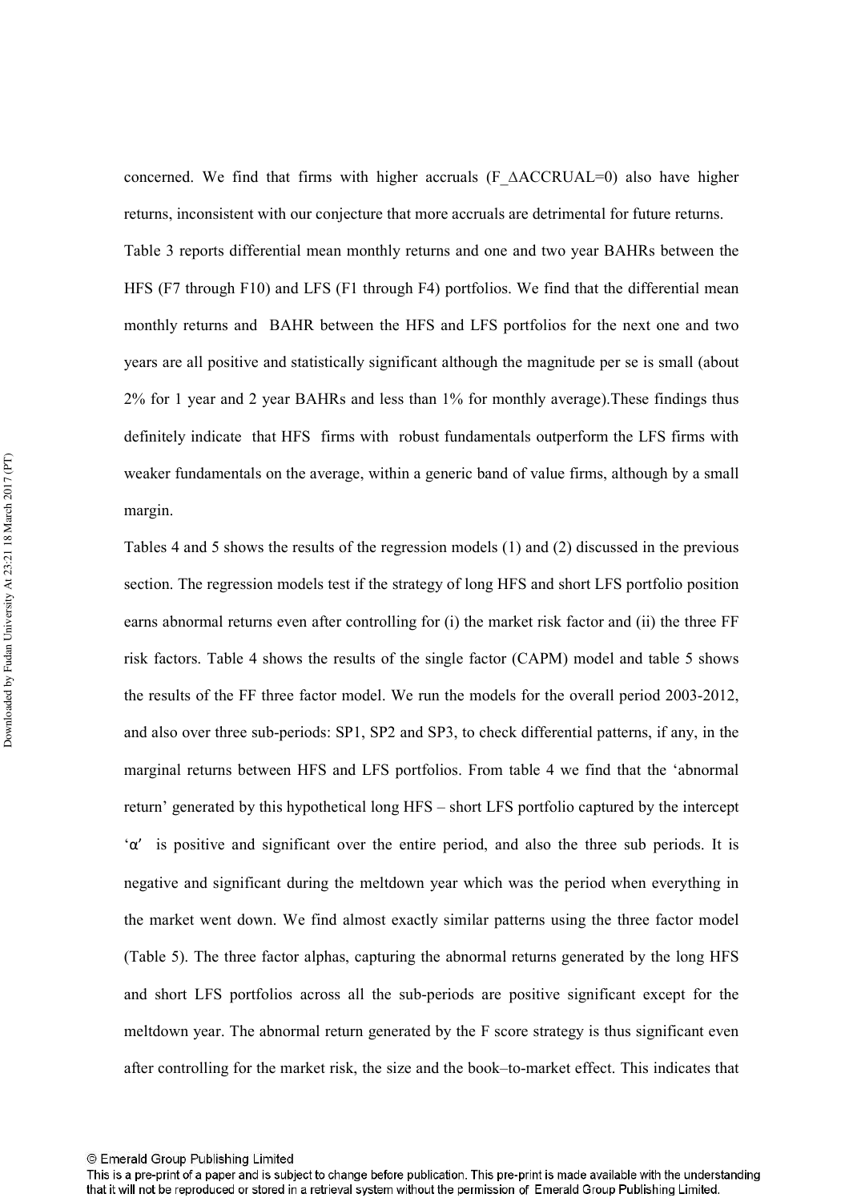concerned. We find that firms with higher accruals (F_ΔACCRUAL=0) also have higher returns, inconsistent with our conjecture that more accruals are detrimental for future returns.

Table 3 reports differential mean monthly returns and one and two year BAHRs between the HFS (F7 through F10) and LFS (F1 through F4) portfolios. We find that the differential mean monthly returns and BAHR between the HFS and LFS portfolios for the next one and two years are all positive and statistically significant although the magnitude per se is small (about 2% for 1 year and 2 year BAHRs and less than 1% for monthly average).These findings thus definitely indicate that HFS firms with robust fundamentals outperform the LFS firms with weaker fundamentals on the average, within a generic band of value firms, although by a small margin.

Tables 4 and 5 shows the results of the regression models (1) and (2) discussed in the previous section. The regression models test if the strategy of long HFS and short LFS portfolio position earns abnormal returns even after controlling for (i) the market risk factor and (ii) the three FF risk factors. Table 4 shows the results of the single factor (CAPM) model and table 5 shows the results of the FF three factor model. We run the models for the overall period 2003-2012, and also over three sub-periods: SP1, SP2 and SP3, to check differential patterns, if any, in the marginal returns between HFS and LFS portfolios. From table 4 we find that the 'abnormal return' generated by this hypothetical long HFS – short LFS portfolio captured by the intercept 'α' is positive and significant over the entire period, and also the three sub periods. It is negative and significant during the meltdown year which was the period when everything in the market went down. We find almost exactly similar patterns using the three factor model (Table 5). The three factor alphas, capturing the abnormal returns generated by the long HFS and short LFS portfolios across all the sub-periods are positive significant except for the meltdown year. The abnormal return generated by the F score strategy is thus significant even after controlling for the market risk, the size and the book–to-market effect. This indicates that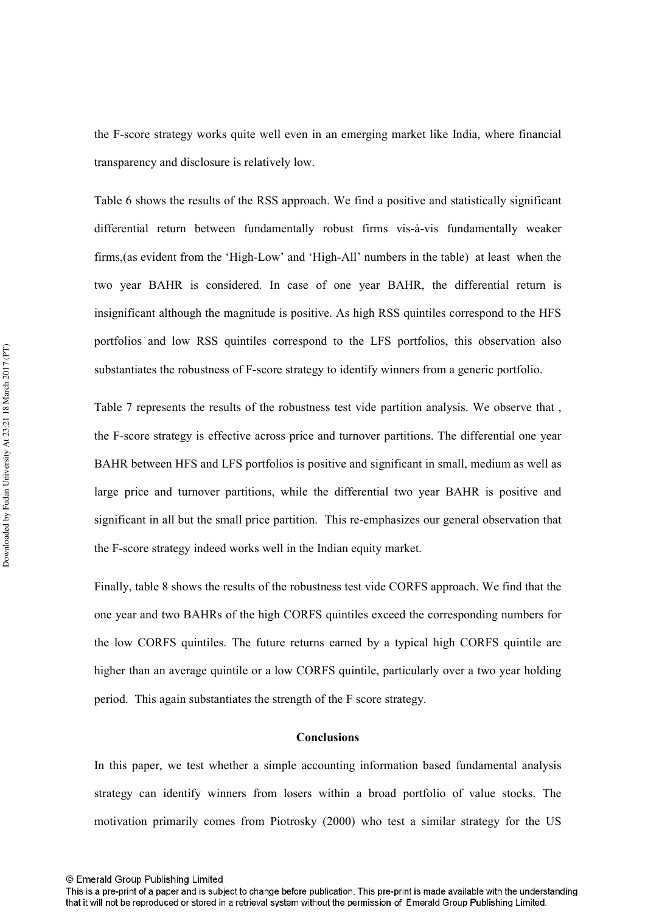the F-score strategy works quite well even in an emerging market like India, where financial transparency and disclosure is relatively low.

Table 6 shows the results of the RSS approach. We find a positive and statistically significant differential return between fundamentally robust firms vis-à-vis fundamentally weaker firms,(as evident from the 'High-Low' and 'High-All' numbers in the table) at least when the two year BAHR is considered. In case of one year BAHR, the differential return is insignificant although the magnitude is positive. As high RSS quintiles correspond to the HFS portfolios and low RSS quintiles correspond to the LFS portfolios, this observation also substantiates the robustness of F-score strategy to identify winners from a generic portfolio.

Table 7 represents the results of the robustness test vide partition analysis. We observe that , the F-score strategy is effective across price and turnover partitions. The differential one year BAHR between HFS and LFS portfolios is positive and significant in small, medium as well as large price and turnover partitions, while the differential two year BAHR is positive and significant in all but the small price partition. This re-emphasizes our general observation that the F-score strategy indeed works well in the Indian equity market.

Finally, table 8 shows the results of the robustness test vide CORFS approach. We find that the one year and two BAHRs of the high CORFS quintiles exceed the corresponding numbers for the low CORFS quintiles. The future returns earned by a typical high CORFS quintile are higher than an average quintile or a low CORFS quintile, particularly over a two year holding period. This again substantiates the strength of the F score strategy.

## Conclusions

In this paper, we test whether a simple accounting information based fundamental analysis strategy can identify winners from losers within a broad portfolio of value stocks. The motivation primarily comes from Piotrosky (2000) who test a similar strategy for the US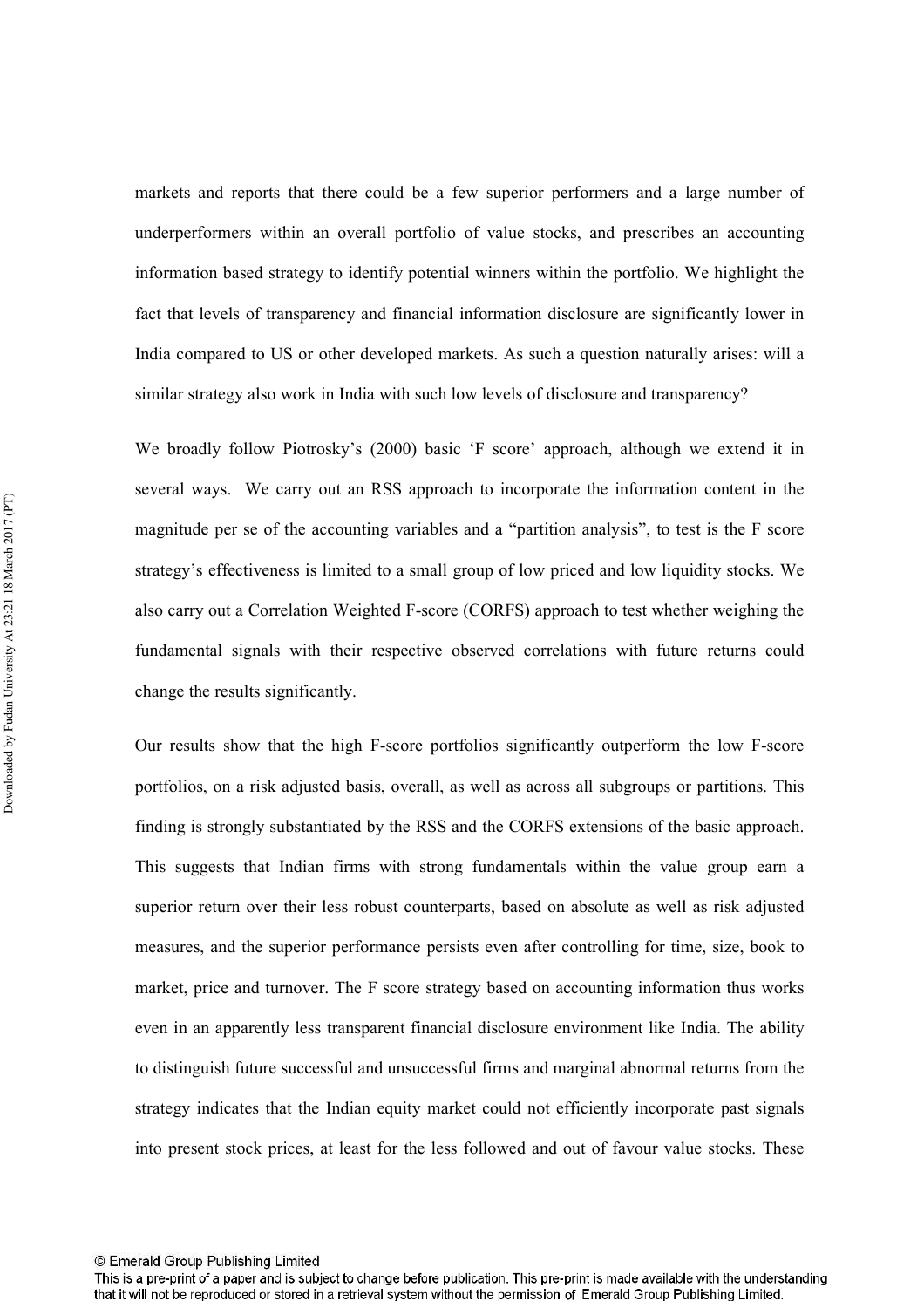markets and reports that there could be a few superior performers and a large number of underperformers within an overall portfolio of value stocks, and prescribes an accounting information based strategy to identify potential winners within the portfolio. We highlight the fact that levels of transparency and financial information disclosure are significantly lower in India compared to US or other developed markets. As such a question naturally arises: will a similar strategy also work in India with such low levels of disclosure and transparency?

We broadly follow Piotrosky's (2000) basic 'F score' approach, although we extend it in several ways. We carry out an RSS approach to incorporate the information content in the magnitude per se of the accounting variables and a "partition analysis", to test is the F score strategy's effectiveness is limited to a small group of low priced and low liquidity stocks. We also carry out a Correlation Weighted F-score (CORFS) approach to test whether weighing the fundamental signals with their respective observed correlations with future returns could change the results significantly.

Our results show that the high F-score portfolios significantly outperform the low F-score portfolios, on a risk adjusted basis, overall, as well as across all subgroups or partitions. This finding is strongly substantiated by the RSS and the CORFS extensions of the basic approach. This suggests that Indian firms with strong fundamentals within the value group earn a superior return over their less robust counterparts, based on absolute as well as risk adjusted measures, and the superior performance persists even after controlling for time, size, book to market, price and turnover. The F score strategy based on accounting information thus works even in an apparently less transparent financial disclosure environment like India. The ability to distinguish future successful and unsuccessful firms and marginal abnormal returns from the strategy indicates that the Indian equity market could not efficiently incorporate past signals into present stock prices, at least for the less followed and out of favour value stocks. These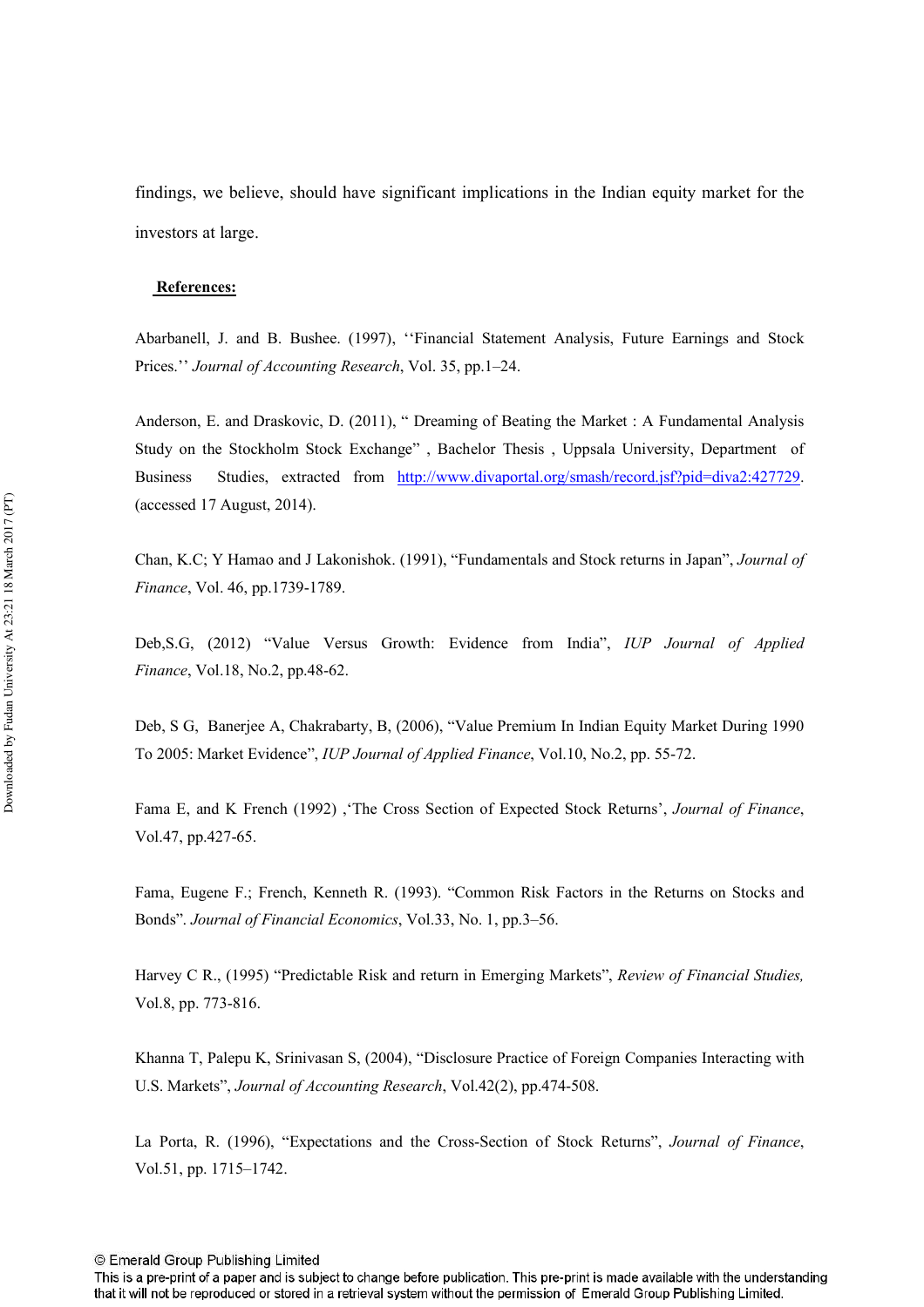findings, we believe, should have significant implications in the Indian equity market for the investors at large.

**References:**

Abarbanell, J. and B. Bushee. (1997), ''Financial Statement Analysis, Future Earnings and Stock Prices.'' *Journal of Accounting Research*, Vol. 35, pp.1–24.

Anderson, E. and Draskovic, D. (2011), " Dreaming of Beating the Market : A Fundamental Analysis Study on the Stockholm Stock Exchange" , Bachelor Thesis , Uppsala University, Department of Business Studies, extracted from http://www.divaportal.org/smash/record.jsf?pid=diva2:427729. (accessed 17 August, 2014).

Chan, K.C; Y Hamao and J Lakonishok. (1991), "Fundamentals and Stock returns in Japan", *Journal of Finance*, Vol. 46, pp.1739-1789.

Deb,S.G, (2012) "Value Versus Growth: Evidence from India", *IUP Journal of Applied Finance*, Vol.18, No.2, pp.48-62.

Deb, S G, Banerjee A, Chakrabarty, B, (2006), "Value Premium In Indian Equity Market During 1990 To 2005: Market Evidence", *IUP Journal of Applied Finance*, Vol.10, No.2, pp. 55-72.

Fama E, and K French (1992) ,'The Cross Section of Expected Stock Returns', *Journal of Finance*, Vol.47, pp.427-65.

Fama, Eugene F.; French, Kenneth R. (1993). "Common Risk Factors in the Returns on Stocks and Bonds". *Journal of Financial Economics*, Vol.33, No. 1, pp.3–56.

Harvey C R., (1995) "Predictable Risk and return in Emerging Markets", *Review of Financial Studies,* Vol.8, pp. 773-816.

Khanna T, Palepu K, Srinivasan S, (2004), "Disclosure Practice of Foreign Companies Interacting with U.S. Markets", *Journal of Accounting Research*, Vol.42(2), pp.474-508.

La Porta, R. (1996), "Expectations and the Cross-Section of Stock Returns", *Journal of Finance*, Vol.51, pp. 1715–1742.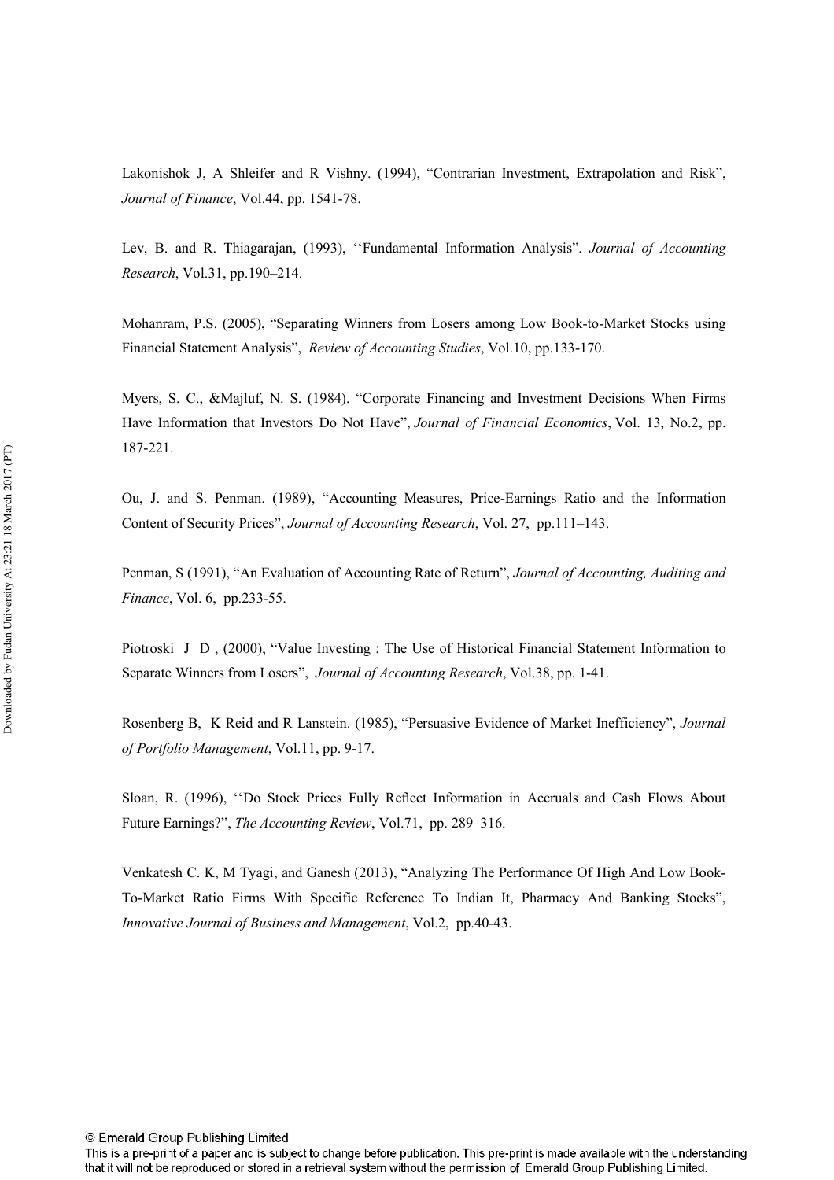Lakonishok J, A Shleifer and R Vishny. (1994), "Contrarian Investment, Extrapolation and Risk", *Journal of Finance*, Vol.44, pp. 1541-78.

Lev, B. and R. Thiagarajan, (1993), ''Fundamental Information Analysis". *Journal of Accounting Research*, Vol.31, pp.190–214.

Mohanram, P.S. (2005), "Separating Winners from Losers among Low Book-to-Market Stocks using Financial Statement Analysis", *Review of Accounting Studies*, Vol.10, pp.133-170.

Myers, S. C., &Majluf, N. S. (1984). "Corporate Financing and Investment Decisions When Firms Have Information that Investors Do Not Have", *Journal of Financial Economics*, Vol. 13, No.2, pp. 187-221.

Ou, J. and S. Penman. (1989), "Accounting Measures, Price-Earnings Ratio and the Information Content of Security Prices", *Journal of Accounting Research*, Vol. 27, pp.111–143.

Penman, S (1991), "An Evaluation of Accounting Rate of Return", *Journal of Accounting, Auditing and Finance*, Vol. 6, pp.233-55.

Piotroski J D , (2000), "Value Investing : The Use of Historical Financial Statement Information to Separate Winners from Losers", *Journal of Accounting Research*, Vol.38, pp. 1-41.

Rosenberg B, K Reid and R Lanstein. (1985), "Persuasive Evidence of Market Inefficiency", *Journal of Portfolio Management*, Vol.11, pp. 9-17.

Sloan, R. (1996), ''Do Stock Prices Fully Reflect Information in Accruals and Cash Flows About Future Earnings?", *The Accounting Review*, Vol.71, pp. 289–316.

Venkatesh C. K, M Tyagi, and Ganesh (2013), "Analyzing The Performance Of High And Low Book-To-Market Ratio Firms With Specific Reference To Indian It, Pharmacy And Banking Stocks", *Innovative Journal of Business and Management*, Vol.2, pp.40-43.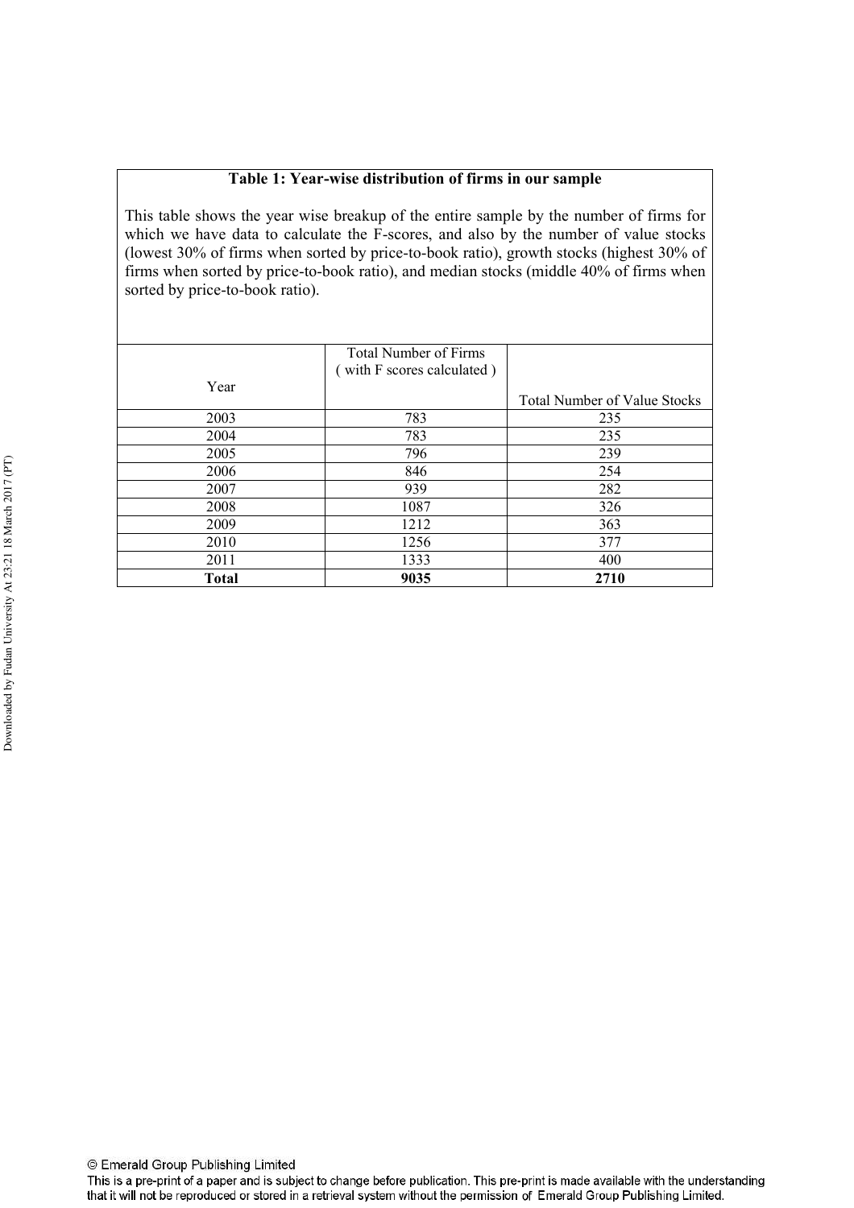**Table 1: Year-wise distribution of firms in our sample**

This table shows the year wise breakup of the entire sample by the number of firms for which we have data to calculate the F-scores, and also by the number of value stocks (lowest 30% of firms when sorted by price-to-book ratio), growth stocks (highest 30% of firms when sorted by price-to-book ratio), and median stocks (middle 40% of firms when sorted by price-to-book ratio).

| Year | Total Number of Firms ( with F scores calculated ) | Total Number of Value Stocks |
|---|---|---|
| 2003 | 783 | 235 |
| 2004 | 783 | 235 |
| 2005 | 796 | 239 |
| 2006 | 846 | 254 |
| 2007 | 939 | 282 |
| 2008 | 1087 | 326 |
| 2009 | 1212 | 363 |
| 2010 | 1256 | 377 |
| 2011 | 1333 | 400 |
| **Total** | **9035** | **2710** |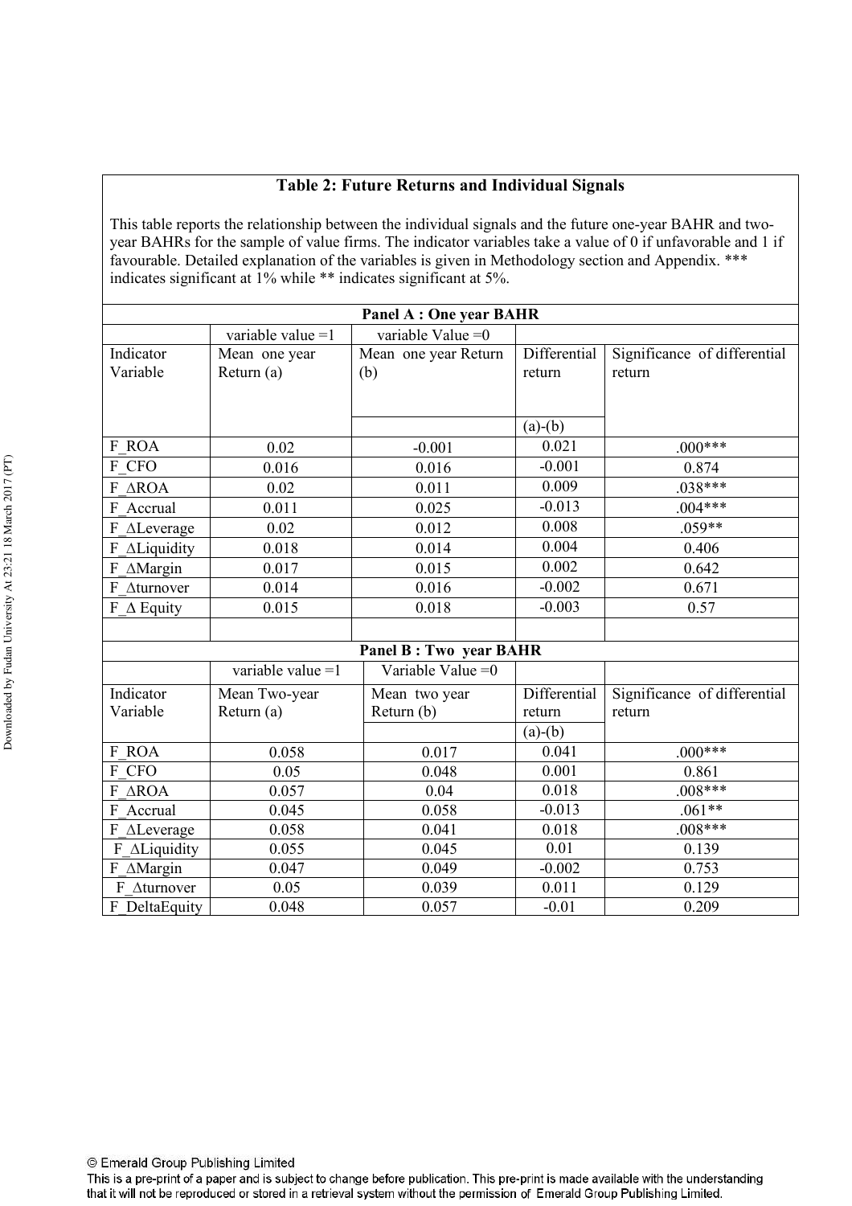### Table 2: Future Returns and Individual Signals

This table reports the relationship between the individual signals and the future one-year BAHR and two-year BAHRs for the sample of value firms. The indicator variables take a value of 0 if unfavorable and 1 if favourable. Detailed explanation of the variables is given in Methodology section and Appendix. *** indicates significant at 1% while ** indicates significant at 5%.

**Panel A : One year BAHR**

| | variable value =1 | variable Value =0 | | |
|---|---|---|---|---|
| Indicator Variable | Mean one year Return (a) | Mean one year Return (b) | Differential return (a)-(b) | Significance of differential return |
| F_ROA | 0.02 | -0.001 | 0.021 | .000*** |
| F_CFO | 0.016 | 0.016 | -0.001 | 0.874 |
| F_ΔROA | 0.02 | 0.011 | 0.009 | .038*** |
| F_Accrual | 0.011 | 0.025 | -0.013 | .004*** |
| F_ΔLeverage | 0.02 | 0.012 | 0.008 | .059** |
| F_ΔLiquidity | 0.018 | 0.014 | 0.004 | 0.406 |
| F_ΔMargin | 0.017 | 0.015 | 0.002 | 0.642 |
| F_Δturnover | 0.014 | 0.016 | -0.002 | 0.671 |
| F_Δ Equity | 0.015 | 0.018 | -0.003 | 0.57 |

**Panel B : Two year BAHR**

| | variable value =1 | Variable Value =0 | | |
|---|---|---|---|---|
| Indicator Variable | Mean Two-year Return (a) | Mean two year Return (b) | Differential return (a)-(b) | Significance of differential return |
| F_ROA | 0.058 | 0.017 | 0.041 | .000*** |
| F_CFO | 0.05 | 0.048 | 0.001 | 0.861 |
| F_ΔROA | 0.057 | 0.04 | 0.018 | .008*** |
| F_Accrual | 0.045 | 0.058 | -0.013 | .061** |
| F_ΔLeverage | 0.058 | 0.041 | 0.018 | .008*** |
| F_ΔLiquidity | 0.055 | 0.045 | 0.01 | 0.139 |
| F_ΔMargin | 0.047 | 0.049 | -0.002 | 0.753 |
| F_Δturnover | 0.05 | 0.039 | 0.011 | 0.129 |
| F_DeltaEquity | 0.048 | 0.057 | -0.01 | 0.209 |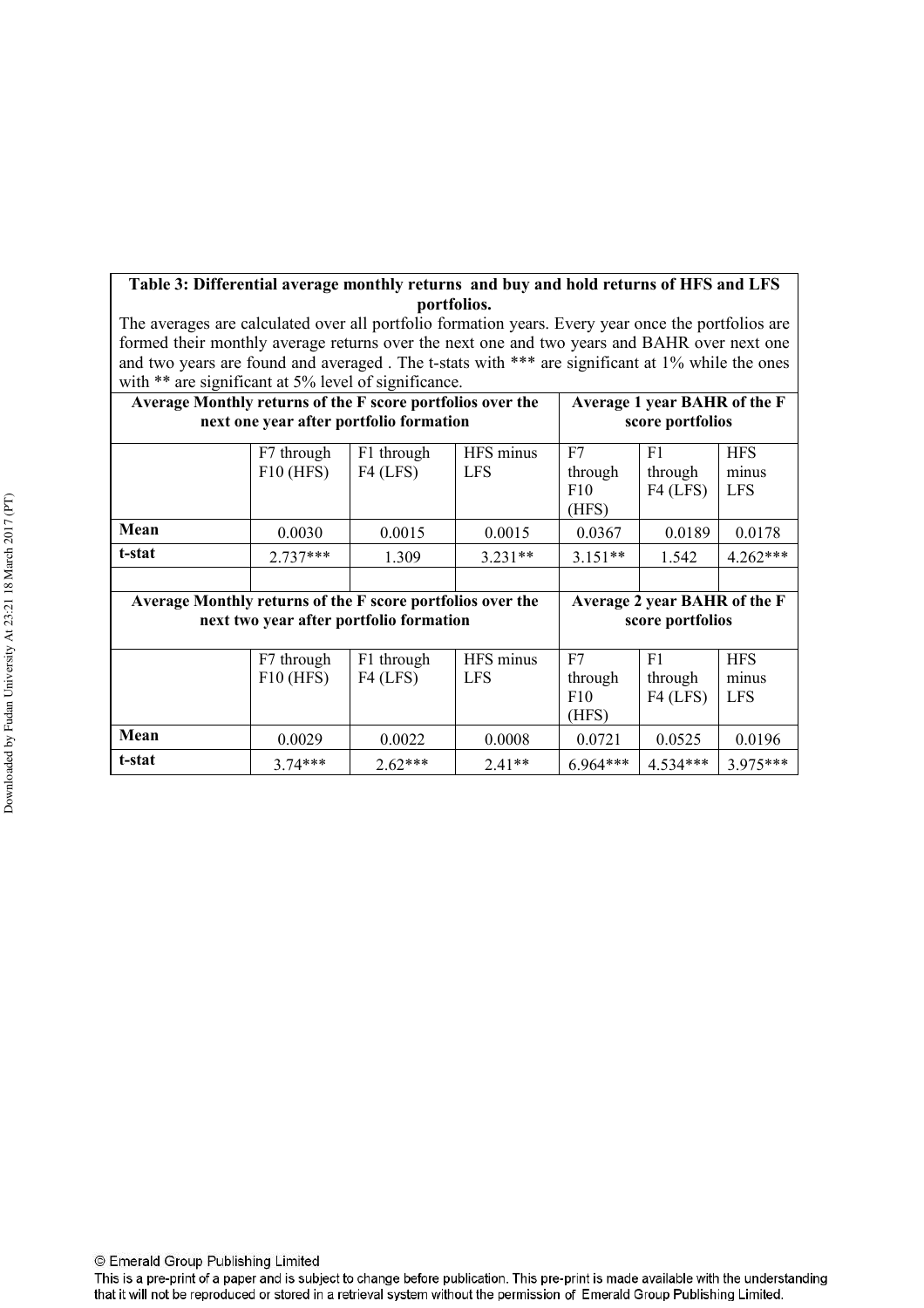**Table 3: Differential average monthly returns and buy and hold returns of HFS and LFS portfolios.**

The averages are calculated over all portfolio formation years. Every year once the portfolios are formed their monthly average returns over the next one and two years and BAHR over next one and two years are found and averaged . The t-stats with *** are significant at 1% while the ones with ** are significant at 5% level of significance.

| Average Monthly returns of the F score portfolios over the next one year after portfolio formation | | | | Average 1 year BAHR of the F score portfolios | | |
|---|---|---|---|---|---|---|
| | F7 through F10 (HFS) | F1 through F4 (LFS) | HFS minus LFS | F7 through F10 (HFS) | F1 through F4 (LFS) | HFS minus LFS |
| **Mean** | 0.0030 | 0.0015 | 0.0015 | 0.0367 | 0.0189 | 0.0178 |
| **t-stat** | 2.737*** | 1.309 | 3.231** | 3.151** | 1.542 | 4.262*** |
| | | | | | | |
| **Average Monthly returns of the F score portfolios over the next two year after portfolio formation** | | | | **Average 2 year BAHR of the F score portfolios** | | |
| | F7 through F10 (HFS) | F1 through F4 (LFS) | HFS minus LFS | F7 through F10 (HFS) | F1 through F4 (LFS) | HFS minus LFS |
| **Mean** | 0.0029 | 0.0022 | 0.0008 | 0.0721 | 0.0525 | 0.0196 |
| **t-stat** | 3.74*** | 2.62*** | 2.41** | 6.964*** | 4.534*** | 3.975*** |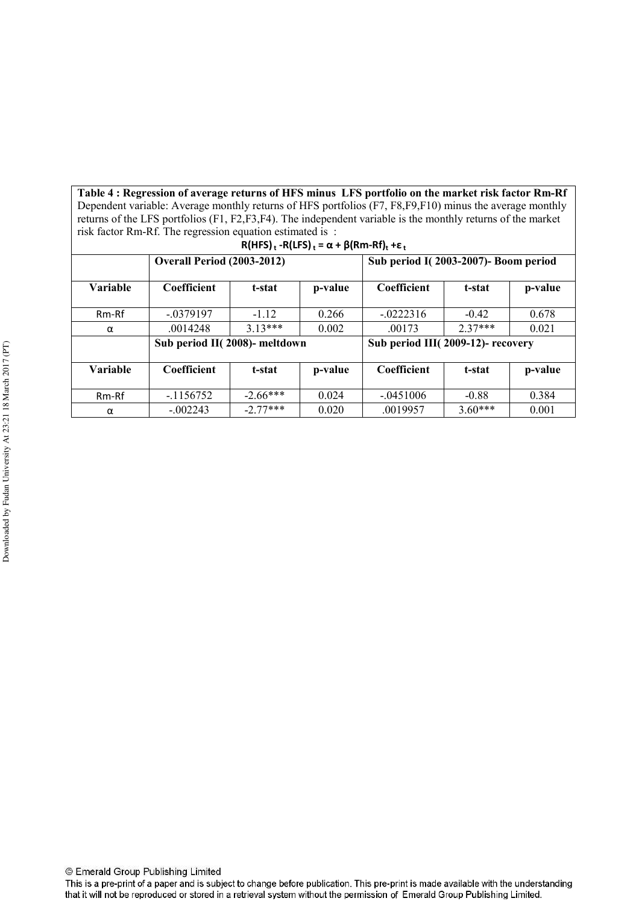**Table 4 : Regression of average returns of HFS minus LFS portfolio on the market risk factor Rm-Rf**

Dependent variable: Average monthly returns of HFS portfolios (F7, F8,F9,F10) minus the average monthly returns of the LFS portfolios (F1, F2,F3,F4). The independent variable is the monthly returns of the market risk factor Rm-Rf. The regression equation estimated is :

$$R(HFS)_t - R(LFS)_t = \alpha + \beta(Rm\text{-}Rf)_t + \varepsilon_t$$

| | Overall Period (2003-2012) | | | Sub period I( 2003-2007)- Boom period | | |
|---|---|---|---|---|---|---|
| **Variable** | **Coefficient** | **t-stat** | **p-value** | **Coefficient** | **t-stat** | **p-value** |
| Rm-Rf | -.0379197 | -1.12 | 0.266 | -.0222316 | -0.42 | 0.678 |
| α | .0014248 | 3.13*** | 0.002 | .00173 | 2.37*** | 0.021 |
| | **Sub period II( 2008)- meltdown** | | | **Sub period III( 2009-12)- recovery** | | |
| **Variable** | **Coefficient** | **t-stat** | **p-value** | **Coefficient** | **t-stat** | **p-value** |
| Rm-Rf | -.1156752 | -2.66*** | 0.024 | -.0451006 | -0.88 | 0.384 |
| α | -.002243 | -2.77*** | 0.020 | .0019957 | 3.60*** | 0.001 |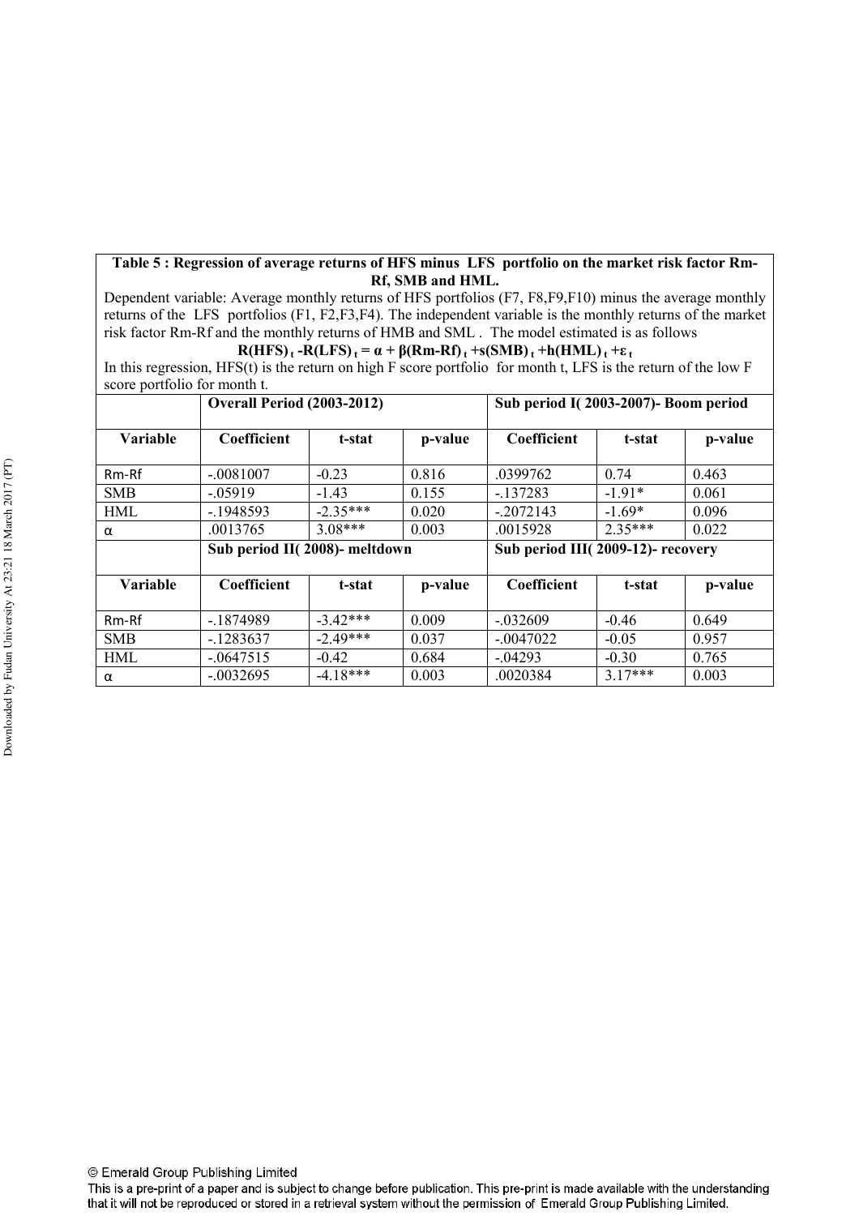**Table 5 : Regression of average returns of HFS minus LFS portfolio on the market risk factor Rm-Rf, SMB and HML.**

Dependent variable: Average monthly returns of HFS portfolios (F7, F8,F9,F10) minus the average monthly returns of the LFS portfolios (F1, F2,F3,F4). The independent variable is the monthly returns of the market risk factor Rm-Rf and the monthly returns of HMB and SML . The model estimated is as follows

$$R(HFS)_t - R(LFS)_t = \alpha + \beta(Rm\text{-}Rf)_t + s(SMB)_t + h(HML)_t + \varepsilon_t$$

In this regression, HFS(t) is the return on high F score portfolio for month t, LFS is the return of the low F score portfolio for month t.

| | **Overall Period (2003-2012)** | | | **Sub period I( 2003-2007)- Boom period** | | |
|---|---|---|---|---|---|---|
| **Variable** | **Coefficient** | **t-stat** | **p-value** | **Coefficient** | **t-stat** | **p-value** |
| Rm-Rf | -.0081007 | -0.23 | 0.816 | .0399762 | 0.74 | 0.463 |
| SMB | -.05919 | -1.43 | 0.155 | -.137283 | -1.91* | 0.061 |
| HML | -.1948593 | -2.35*** | 0.020 | -.2072143 | -1.69* | 0.096 |
| α | .0013765 | 3.08*** | 0.003 | .0015928 | 2.35*** | 0.022 |
| | **Sub period II( 2008)- meltdown** | | | **Sub period III( 2009-12)- recovery** | | |
| **Variable** | **Coefficient** | **t-stat** | **p-value** | **Coefficient** | **t-stat** | **p-value** |
| Rm-Rf | -.1874989 | -3.42*** | 0.009 | -.032609 | -0.46 | 0.649 |
| SMB | -.1283637 | -2.49*** | 0.037 | -.0047022 | -0.05 | 0.957 |
| HML | -.0647515 | -0.42 | 0.684 | -.04293 | -0.30 | 0.765 |
| α | -.0032695 | -4.18*** | 0.003 | .0020384 | 3.17*** | 0.003 |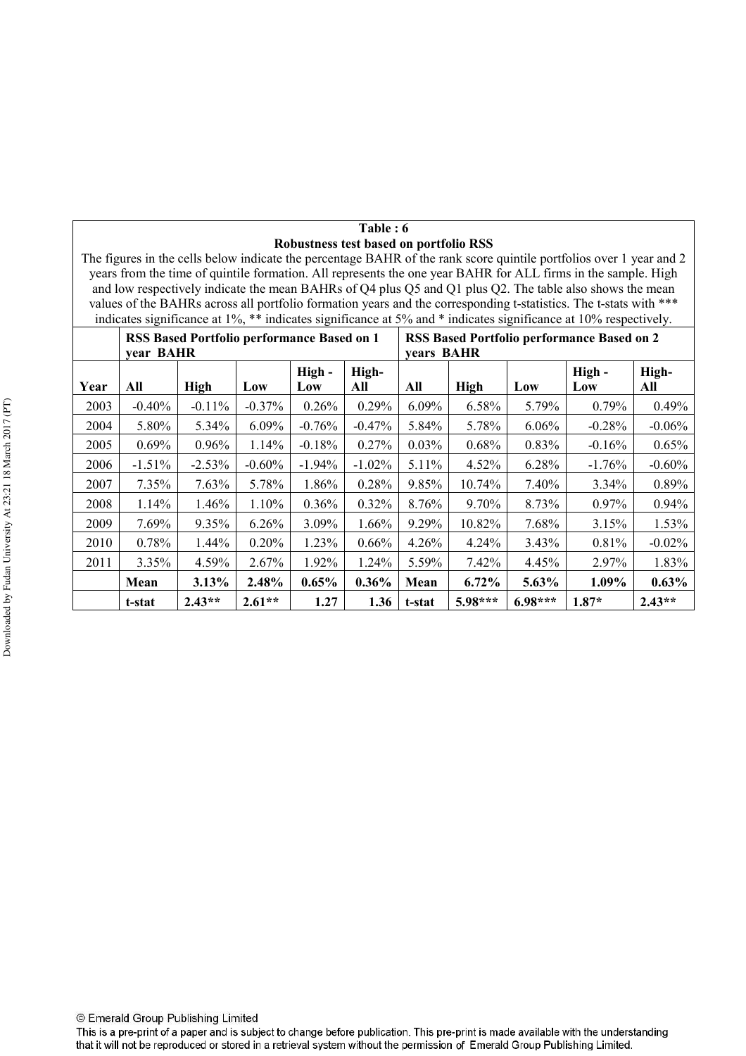**Table : 6**

**Robustness test based on portfolio RSS**

The figures in the cells below indicate the percentage BAHR of the rank score quintile portfolios over 1 year and 2 years from the time of quintile formation. All represents the one year BAHR for ALL firms in the sample. High and low respectively indicate the mean BAHRs of Q4 plus Q5 and Q1 plus Q2. The table also shows the mean values of the BAHRs across all portfolio formation years and the corresponding t-statistics. The t-stats with *** indicates significance at 1%, ** indicates significance at 5% and * indicates significance at 10% respectively.

| | **RSS Based Portfolio performance Based on 1 year BAHR** | | | | | **RSS Based Portfolio performance Based on 2 years BAHR** | | | | |
|---|---|---|---|---|---|---|---|---|---|---|
| **Year** | **All** | **High** | **Low** | **High - Low** | **High-All** | **All** | **High** | **Low** | **High - Low** | **High-All** |
| 2003 | -0.40% | -0.11% | -0.37% | 0.26% | 0.29% | 6.09% | 6.58% | 5.79% | 0.79% | 0.49% |
| 2004 | 5.80% | 5.34% | 6.09% | -0.76% | -0.47% | 5.84% | 5.78% | 6.06% | -0.28% | -0.06% |
| 2005 | 0.69% | 0.96% | 1.14% | -0.18% | 0.27% | 0.03% | 0.68% | 0.83% | -0.16% | 0.65% |
| 2006 | -1.51% | -2.53% | -0.60% | -1.94% | -1.02% | 5.11% | 4.52% | 6.28% | -1.76% | -0.60% |
| 2007 | 7.35% | 7.63% | 5.78% | 1.86% | 0.28% | 9.85% | 10.74% | 7.40% | 3.34% | 0.89% |
| 2008 | 1.14% | 1.46% | 1.10% | 0.36% | 0.32% | 8.76% | 9.70% | 8.73% | 0.97% | 0.94% |
| 2009 | 7.69% | 9.35% | 6.26% | 3.09% | 1.66% | 9.29% | 10.82% | 7.68% | 3.15% | 1.53% |
| 2010 | 0.78% | 1.44% | 0.20% | 1.23% | 0.66% | 4.26% | 4.24% | 3.43% | 0.81% | -0.02% |
| 2011 | 3.35% | 4.59% | 2.67% | 1.92% | 1.24% | 5.59% | 7.42% | 4.45% | 2.97% | 1.83% |
| | **Mean** | **3.13%** | **2.48%** | **0.65%** | **0.36%** | **Mean** | **6.72%** | **5.63%** | **1.09%** | **0.63%** |
| | **t-stat** | **2.43**** | **2.61**** | **1.27** | **1.36** | **t-stat** | **5.98***** | **6.98***** | **1.87*** | **2.43**** |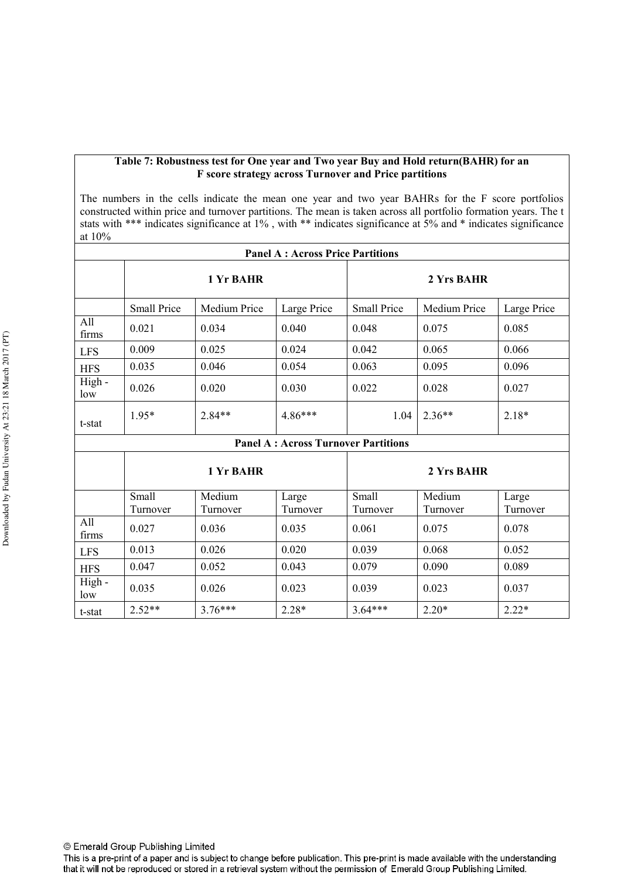**Table 7: Robustness test for One year and Two year Buy and Hold return(BAHR) for an F score strategy across Turnover and Price partitions**

The numbers in the cells indicate the mean one year and two year BAHRs for the F score portfolios constructed within price and turnover partitions. The mean is taken across all portfolio formation years. The t stats with *** indicates significance at 1% , with ** indicates significance at 5% and * indicates significance at 10%

**Panel A : Across Price Partitions**

| | 1 Yr BAHR | | | 2 Yrs BAHR | | |
|---|---|---|---|---|---|---|
| | Small Price | Medium Price | Large Price | Small Price | Medium Price | Large Price |
| All firms | 0.021 | 0.034 | 0.040 | 0.048 | 0.075 | 0.085 |
| LFS | 0.009 | 0.025 | 0.024 | 0.042 | 0.065 | 0.066 |
| HFS | 0.035 | 0.046 | 0.054 | 0.063 | 0.095 | 0.096 |
| High - low | 0.026 | 0.020 | 0.030 | 0.022 | 0.028 | 0.027 |
| t-stat | 1.95* | 2.84** | 4.86*** | 1.04 | 2.36** | 2.18* |

**Panel A : Across Turnover Partitions**

| | 1 Yr BAHR | | | 2 Yrs BAHR | | |
|---|---|---|---|---|---|---|
| | Small Turnover | Medium Turnover | Large Turnover | Small Turnover | Medium Turnover | Large Turnover |
| All firms | 0.027 | 0.036 | 0.035 | 0.061 | 0.075 | 0.078 |
| LFS | 0.013 | 0.026 | 0.020 | 0.039 | 0.068 | 0.052 |
| HFS | 0.047 | 0.052 | 0.043 | 0.079 | 0.090 | 0.089 |
| High - low | 0.035 | 0.026 | 0.023 | 0.039 | 0.023 | 0.037 |
| t-stat | 2.52** | 3.76*** | 2.28* | 3.64*** | 2.20* | 2.22* |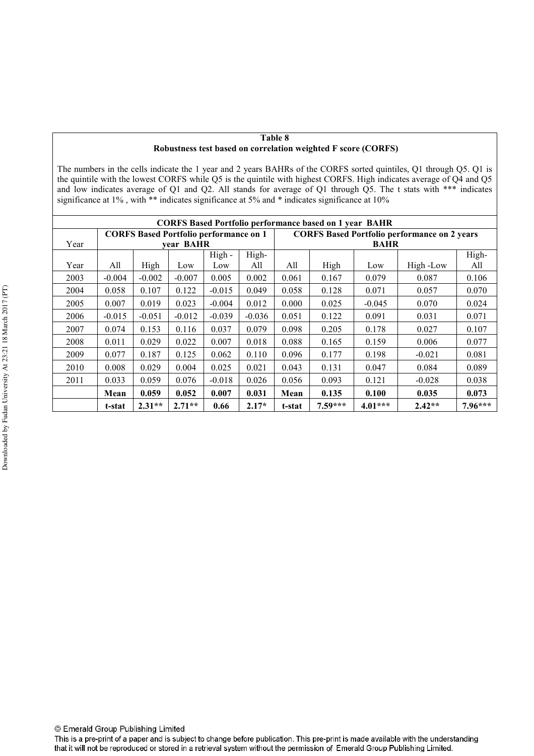**Table 8**
**Robustness test based on correlation weighted F score (CORFS)**

The numbers in the cells indicate the 1 year and 2 years BAHRs of the CORFS sorted quintiles, Q1 through Q5. Q1 is the quintile with the lowest CORFS while Q5 is the quintile with highest CORFS. High indicates average of Q4 and Q5 and low indicates average of Q1 and Q2. All stands for average of Q1 through Q5. The t stats with *** indicates significance at 1% , with ** indicates significance at 5% and * indicates significance at 10%

**CORFS Based Portfolio performance based on 1 year BAHR**

| Year | CORFS Based Portfolio performance on 1 year BAHR | | | | | CORFS Based Portfolio performance on 2 years BAHR | | | | |
|---|---|---|---|---|---|---|---|---|---|---|
| Year | All | High | Low | High - Low | High- All | All | High | Low | High -Low | High- All |
| 2003 | -0.004 | -0.002 | -0.007 | 0.005 | 0.002 | 0.061 | 0.167 | 0.079 | 0.087 | 0.106 |
| 2004 | 0.058 | 0.107 | 0.122 | -0.015 | 0.049 | 0.058 | 0.128 | 0.071 | 0.057 | 0.070 |
| 2005 | 0.007 | 0.019 | 0.023 | -0.004 | 0.012 | 0.000 | 0.025 | -0.045 | 0.070 | 0.024 |
| 2006 | -0.015 | -0.051 | -0.012 | -0.039 | -0.036 | 0.051 | 0.122 | 0.091 | 0.031 | 0.071 |
| 2007 | 0.074 | 0.153 | 0.116 | 0.037 | 0.079 | 0.098 | 0.205 | 0.178 | 0.027 | 0.107 |
| 2008 | 0.011 | 0.029 | 0.022 | 0.007 | 0.018 | 0.088 | 0.165 | 0.159 | 0.006 | 0.077 |
| 2009 | 0.077 | 0.187 | 0.125 | 0.062 | 0.110 | 0.096 | 0.177 | 0.198 | -0.021 | 0.081 |
| 2010 | 0.008 | 0.029 | 0.004 | 0.025 | 0.021 | 0.043 | 0.131 | 0.047 | 0.084 | 0.089 |
| 2011 | 0.033 | 0.059 | 0.076 | -0.018 | 0.026 | 0.056 | 0.093 | 0.121 | -0.028 | 0.038 |
| | **Mean** | **0.059** | **0.052** | **0.007** | **0.031** | **Mean** | **0.135** | **0.100** | **0.035** | **0.073** |
| | **t-stat** | **2.31**** | **2.71**** | **0.66** | **2.17*** | **t-stat** | **7.59***** | **4.01***** | **2.42**** | **7.96***** |